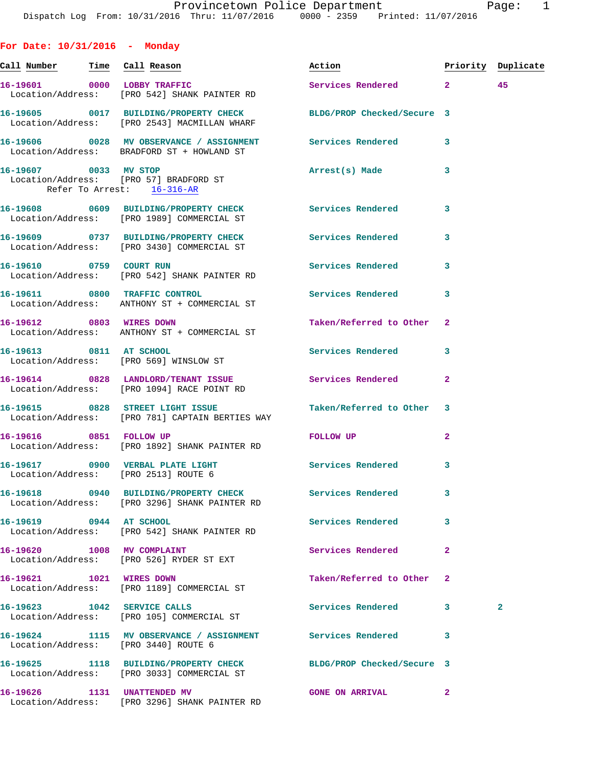## For Date: 10/31/2016 - Monday

| Call Number | Time | Call Reason | Action | Priority | Duplicate |
|---|---|---|---|---|---|
| 16-19601 | 0000 | LOBBY TRAFFIC | Services Rendered | 2 | 45 |
| Location/Address: | | [PRO 542] SHANK PAINTER RD | | | |
| 16-19605 | 0017 | BUILDING/PROPERTY CHECK | BLDG/PROP Checked/Secure | 3 | |
| Location/Address: | | [PRO 2543] MACMILLAN WHARF | | | |
| 16-19606 | 0028 | MV OBSERVANCE / ASSIGNMENT | Services Rendered | 3 | |
| Location/Address: | | BRADFORD ST + HOWLAND ST | | | |
| 16-19607 | 0033 | MV STOP | Arrest(s) Made | 3 | |
| Location/Address: | | [PRO 57] BRADFORD ST | | | |
| Refer To Arrest: | | 16-316-AR | | | |
| 16-19608 | 0609 | BUILDING/PROPERTY CHECK | Services Rendered | 3 | |
| Location/Address: | | [PRO 1989] COMMERCIAL ST | | | |
| 16-19609 | 0737 | BUILDING/PROPERTY CHECK | Services Rendered | 3 | |
| Location/Address: | | [PRO 3430] COMMERCIAL ST | | | |
| 16-19610 | 0759 | COURT RUN | Services Rendered | 3 | |
| Location/Address: | | [PRO 542] SHANK PAINTER RD | | | |
| 16-19611 | 0800 | TRAFFIC CONTROL | Services Rendered | 3 | |
| Location/Address: | | ANTHONY ST + COMMERCIAL ST | | | |
| 16-19612 | 0803 | WIRES DOWN | Taken/Referred to Other | 2 | |
| Location/Address: | | ANTHONY ST + COMMERCIAL ST | | | |
| 16-19613 | 0811 | AT SCHOOL | Services Rendered | 3 | |
| Location/Address: | | [PRO 569] WINSLOW ST | | | |
| 16-19614 | 0828 | LANDLORD/TENANT ISSUE | Services Rendered | 2 | |
| Location/Address: | | [PRO 1094] RACE POINT RD | | | |
| 16-19615 | 0828 | STREET LIGHT ISSUE | Taken/Referred to Other | 3 | |
| Location/Address: | | [PRO 781] CAPTAIN BERTIES WAY | | | |
| 16-19616 | 0851 | FOLLOW UP | FOLLOW UP | 2 | |
| Location/Address: | | [PRO 1892] SHANK PAINTER RD | | | |
| 16-19617 | 0900 | VERBAL PLATE LIGHT | Services Rendered | 3 | |
| Location/Address: | | [PRO 2513] ROUTE 6 | | | |
| 16-19618 | 0940 | BUILDING/PROPERTY CHECK | Services Rendered | 3 | |
| Location/Address: | | [PRO 3296] SHANK PAINTER RD | | | |
| 16-19619 | 0944 | AT SCHOOL | Services Rendered | 3 | |
| Location/Address: | | [PRO 542] SHANK PAINTER RD | | | |
| 16-19620 | 1008 | MV COMPLAINT | Services Rendered | 2 | |
| Location/Address: | | [PRO 526] RYDER ST EXT | | | |
| 16-19621 | 1021 | WIRES DOWN | Taken/Referred to Other | 2 | |
| Location/Address: | | [PRO 1189] COMMERCIAL ST | | | |
| 16-19623 | 1042 | SERVICE CALLS | Services Rendered | 3 | 2 |
| Location/Address: | | [PRO 105] COMMERCIAL ST | | | |
| 16-19624 | 1115 | MV OBSERVANCE / ASSIGNMENT | Services Rendered | 3 | |
| Location/Address: | | [PRO 3440] ROUTE 6 | | | |
| 16-19625 | 1118 | BUILDING/PROPERTY CHECK | BLDG/PROP Checked/Secure | 3 | |
| Location/Address: | | [PRO 3033] COMMERCIAL ST | | | |
| 16-19626 | 1131 | UNATTENDED MV | GONE ON ARRIVAL | 2 | |
| Location/Address: | | [PRO 3296] SHANK PAINTER RD | | | |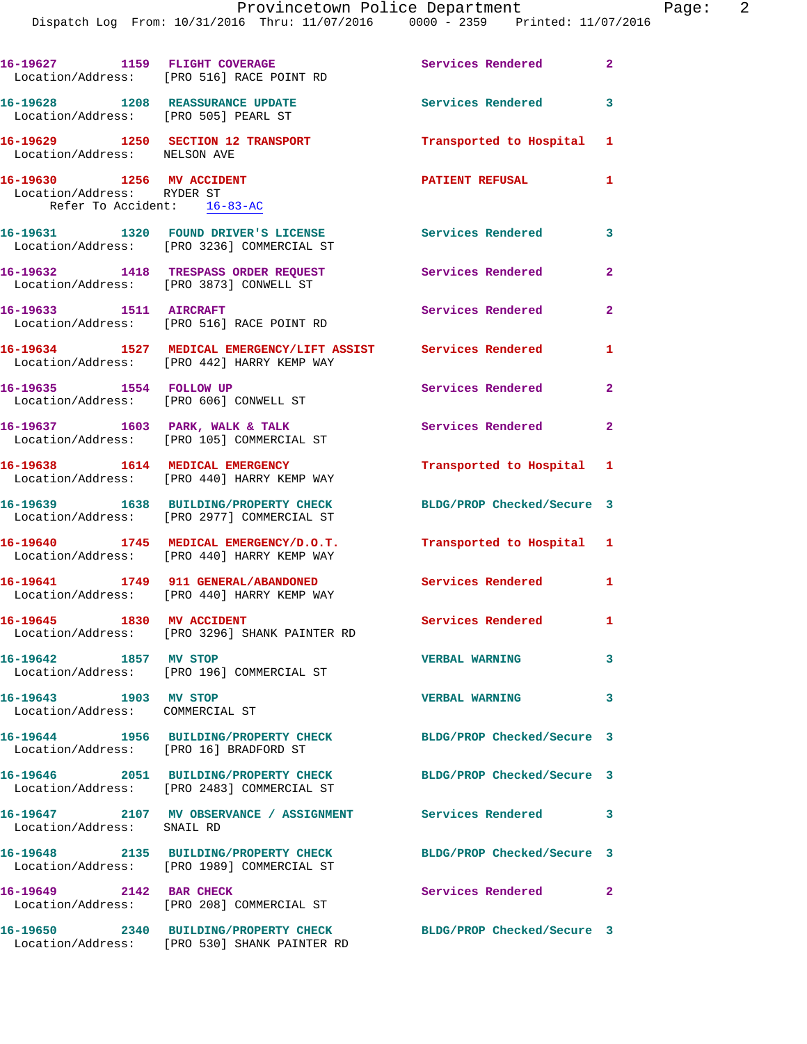16-19627 1159 FLIGHT COVERAGE Services Rendered 2
Location/Address: [PRO 516] RACE POINT RD

16-19628 1208 REASSURANCE UPDATE Services Rendered 3
Location/Address: [PRO 505] PEARL ST

16-19629 1250 SECTION 12 TRANSPORT Transported to Hospital 1
Location/Address: NELSON AVE

16-19630 1256 MV ACCIDENT PATIENT REFUSAL 1
Location/Address: RYDER ST
Refer To Accident: 16-83-AC

16-19631 1320 FOUND DRIVER'S LICENSE Services Rendered 3
Location/Address: [PRO 3236] COMMERCIAL ST

16-19632 1418 TRESPASS ORDER REQUEST Services Rendered 2
Location/Address: [PRO 3873] CONWELL ST

16-19633 1511 AIRCRAFT Services Rendered 2
Location/Address: [PRO 516] RACE POINT RD

16-19634 1527 MEDICAL EMERGENCY/LIFT ASSIST Services Rendered 1
Location/Address: [PRO 442] HARRY KEMP WAY

16-19635 1554 FOLLOW UP Services Rendered 2
Location/Address: [PRO 606] CONWELL ST

16-19637 1603 PARK, WALK & TALK Services Rendered 2
Location/Address: [PRO 105] COMMERCIAL ST

16-19638 1614 MEDICAL EMERGENCY Transported to Hospital 1
Location/Address: [PRO 440] HARRY KEMP WAY

16-19639 1638 BUILDING/PROPERTY CHECK BLDG/PROP Checked/Secure 3
Location/Address: [PRO 2977] COMMERCIAL ST

16-19640 1745 MEDICAL EMERGENCY/D.O.T. Transported to Hospital 1
Location/Address: [PRO 440] HARRY KEMP WAY

16-19641 1749 911 GENERAL/ABANDONED Services Rendered 1
Location/Address: [PRO 440] HARRY KEMP WAY

16-19645 1830 MV ACCIDENT Services Rendered 1
Location/Address: [PRO 3296] SHANK PAINTER RD

16-19642 1857 MV STOP VERBAL WARNING 3
Location/Address: [PRO 196] COMMERCIAL ST

16-19643 1903 MV STOP VERBAL WARNING 3
Location/Address: COMMERCIAL ST

16-19644 1956 BUILDING/PROPERTY CHECK BLDG/PROP Checked/Secure 3
Location/Address: [PRO 16] BRADFORD ST

16-19646 2051 BUILDING/PROPERTY CHECK BLDG/PROP Checked/Secure 3
Location/Address: [PRO 2483] COMMERCIAL ST

16-19647 2107 MV OBSERVANCE / ASSIGNMENT Services Rendered 3
Location/Address: SNAIL RD

16-19648 2135 BUILDING/PROPERTY CHECK BLDG/PROP Checked/Secure 3
Location/Address: [PRO 1989] COMMERCIAL ST

16-19649 2142 BAR CHECK Services Rendered 2
Location/Address: [PRO 208] COMMERCIAL ST

16-19650 2340 BUILDING/PROPERTY CHECK BLDG/PROP Checked/Secure 3
Location/Address: [PRO 530] SHANK PAINTER RD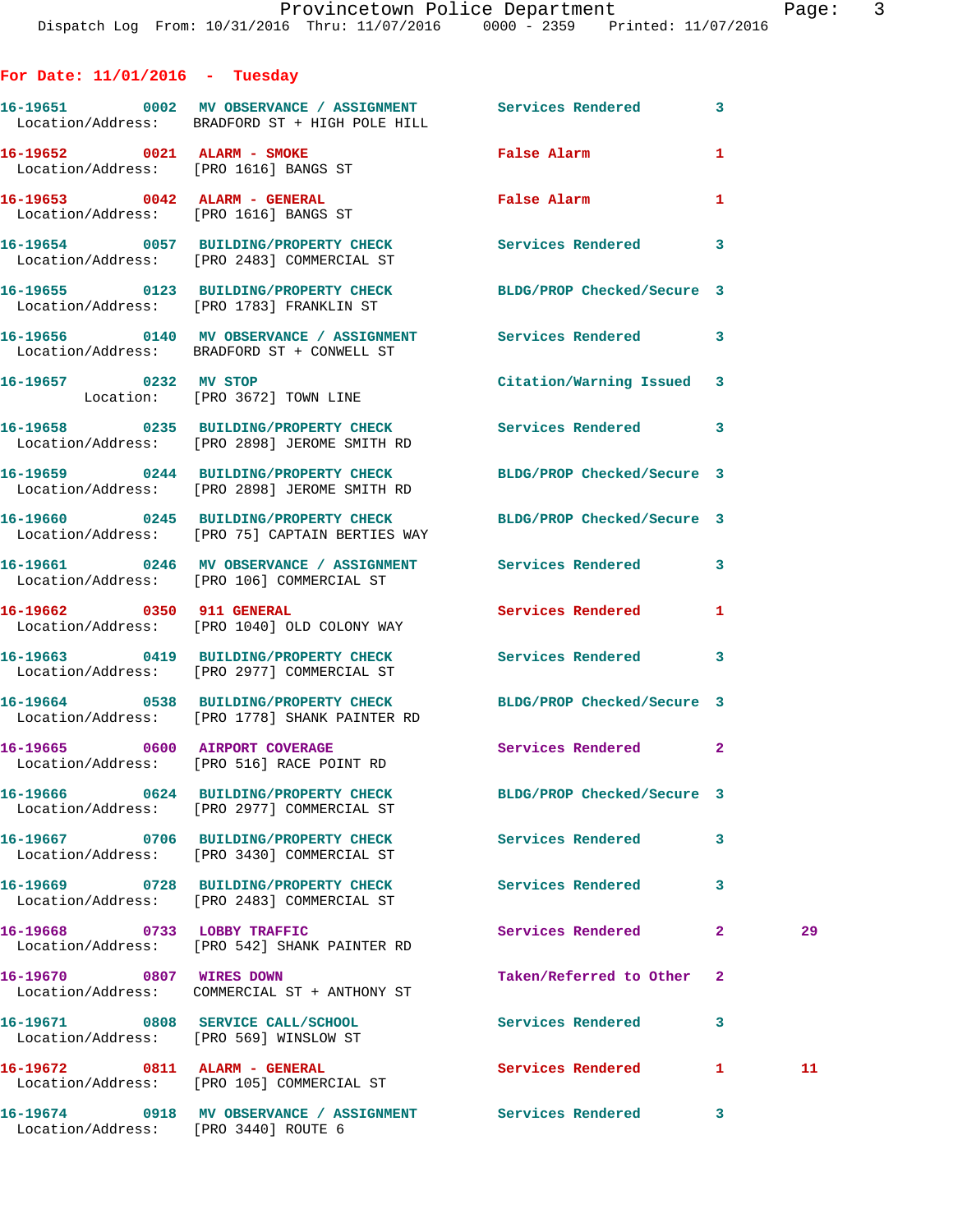## For Date: 11/01/2016 - Tuesday

| Call # | Time | Call Reason | Action | Priority | |
|---|---|---|---|---|---|
| 16-19651 | 0002 | MV OBSERVANCE / ASSIGNMENT | Services Rendered | 3 | |
| | | Location/Address: BRADFORD ST + HIGH POLE HILL | | | |
| 16-19652 | 0021 | ALARM - SMOKE | False Alarm | 1 | |
| | | Location/Address: [PRO 1616] BANGS ST | | | |
| 16-19653 | 0042 | ALARM - GENERAL | False Alarm | 1 | |
| | | Location/Address: [PRO 1616] BANGS ST | | | |
| 16-19654 | 0057 | BUILDING/PROPERTY CHECK | Services Rendered | 3 | |
| | | Location/Address: [PRO 2483] COMMERCIAL ST | | | |
| 16-19655 | 0123 | BUILDING/PROPERTY CHECK | BLDG/PROP Checked/Secure | 3 | |
| | | Location/Address: [PRO 1783] FRANKLIN ST | | | |
| 16-19656 | 0140 | MV OBSERVANCE / ASSIGNMENT | Services Rendered | 3 | |
| | | Location/Address: BRADFORD ST + CONWELL ST | | | |
| 16-19657 | 0232 | MV STOP | Citation/Warning Issued | 3 | |
| | | Location: [PRO 3672] TOWN LINE | | | |
| 16-19658 | 0235 | BUILDING/PROPERTY CHECK | Services Rendered | 3 | |
| | | Location/Address: [PRO 2898] JEROME SMITH RD | | | |
| 16-19659 | 0244 | BUILDING/PROPERTY CHECK | BLDG/PROP Checked/Secure | 3 | |
| | | Location/Address: [PRO 2898] JEROME SMITH RD | | | |
| 16-19660 | 0245 | BUILDING/PROPERTY CHECK | BLDG/PROP Checked/Secure | 3 | |
| | | Location/Address: [PRO 75] CAPTAIN BERTIES WAY | | | |
| 16-19661 | 0246 | MV OBSERVANCE / ASSIGNMENT | Services Rendered | 3 | |
| | | Location/Address: [PRO 106] COMMERCIAL ST | | | |
| 16-19662 | 0350 | 911 GENERAL | Services Rendered | 1 | |
| | | Location/Address: [PRO 1040] OLD COLONY WAY | | | |
| 16-19663 | 0419 | BUILDING/PROPERTY CHECK | Services Rendered | 3 | |
| | | Location/Address: [PRO 2977] COMMERCIAL ST | | | |
| 16-19664 | 0538 | BUILDING/PROPERTY CHECK | BLDG/PROP Checked/Secure | 3 | |
| | | Location/Address: [PRO 1778] SHANK PAINTER RD | | | |
| 16-19665 | 0600 | AIRPORT COVERAGE | Services Rendered | 2 | |
| | | Location/Address: [PRO 516] RACE POINT RD | | | |
| 16-19666 | 0624 | BUILDING/PROPERTY CHECK | BLDG/PROP Checked/Secure | 3 | |
| | | Location/Address: [PRO 2977] COMMERCIAL ST | | | |
| 16-19667 | 0706 | BUILDING/PROPERTY CHECK | Services Rendered | 3 | |
| | | Location/Address: [PRO 3430] COMMERCIAL ST | | | |
| 16-19669 | 0728 | BUILDING/PROPERTY CHECK | Services Rendered | 3 | |
| | | Location/Address: [PRO 2483] COMMERCIAL ST | | | |
| 16-19668 | 0733 | LOBBY TRAFFIC | Services Rendered | 2 | 29 |
| | | Location/Address: [PRO 542] SHANK PAINTER RD | | | |
| 16-19670 | 0807 | WIRES DOWN | Taken/Referred to Other | 2 | |
| | | Location/Address: COMMERCIAL ST + ANTHONY ST | | | |
| 16-19671 | 0808 | SERVICE CALL/SCHOOL | Services Rendered | 3 | |
| | | Location/Address: [PRO 569] WINSLOW ST | | | |
| 16-19672 | 0811 | ALARM - GENERAL | Services Rendered | 1 | 11 |
| | | Location/Address: [PRO 105] COMMERCIAL ST | | | |
| 16-19674 | 0918 | MV OBSERVANCE / ASSIGNMENT | Services Rendered | 3 | |
| | | Location/Address: [PRO 3440] ROUTE 6 | | | |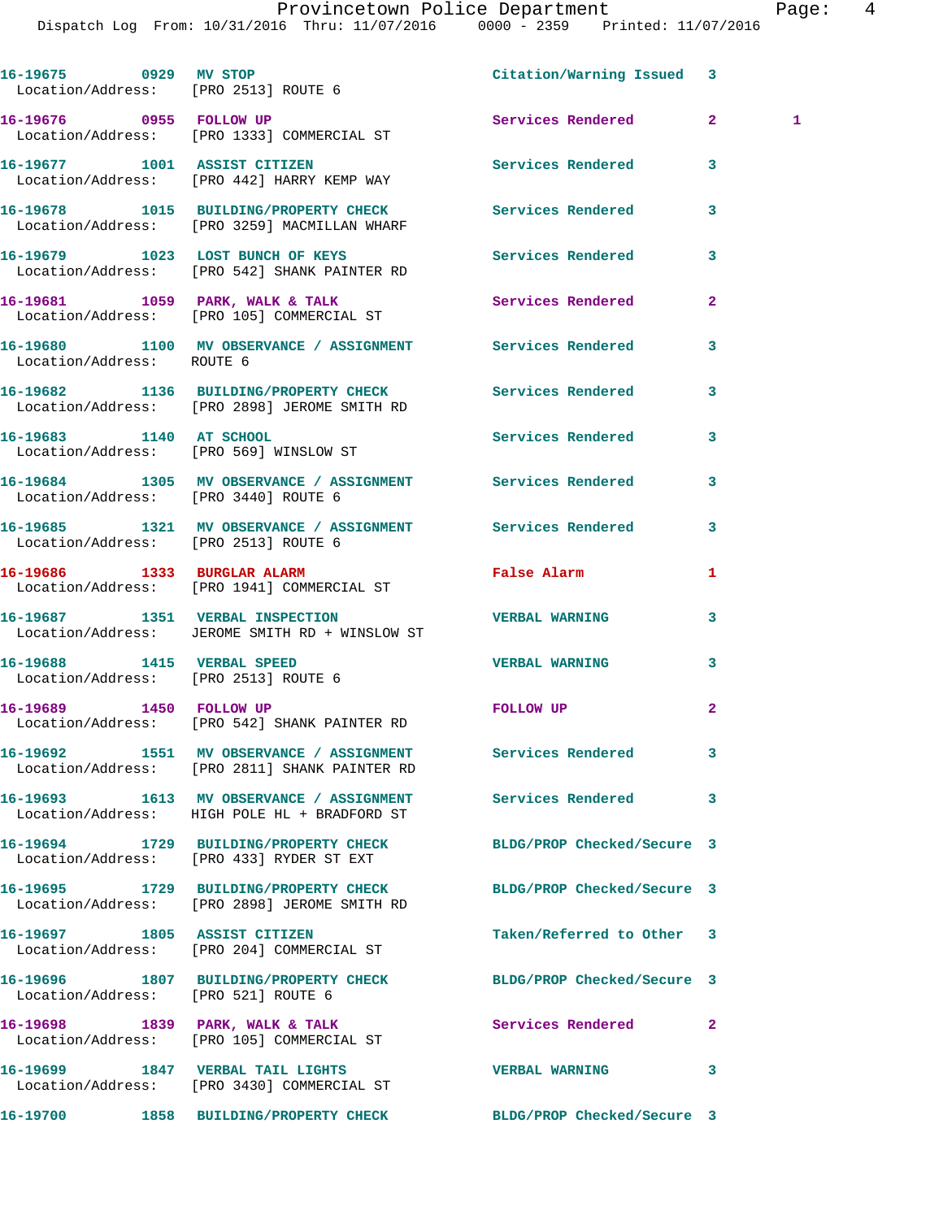16-19675 0929 MV STOP Citation/Warning Issued 3
Location/Address: [PRO 2513] ROUTE 6

16-19676 0955 FOLLOW UP Services Rendered 2 1
Location/Address: [PRO 1333] COMMERCIAL ST

16-19677 1001 ASSIST CITIZEN Services Rendered 3
Location/Address: [PRO 442] HARRY KEMP WAY

16-19678 1015 BUILDING/PROPERTY CHECK Services Rendered 3
Location/Address: [PRO 3259] MACMILLAN WHARF

16-19679 1023 LOST BUNCH OF KEYS Services Rendered 3
Location/Address: [PRO 542] SHANK PAINTER RD

16-19681 1059 PARK, WALK & TALK Services Rendered 2
Location/Address: [PRO 105] COMMERCIAL ST

16-19680 1100 MV OBSERVANCE / ASSIGNMENT Services Rendered 3
Location/Address: ROUTE 6

16-19682 1136 BUILDING/PROPERTY CHECK Services Rendered 3
Location/Address: [PRO 2898] JEROME SMITH RD

16-19683 1140 AT SCHOOL Services Rendered 3
Location/Address: [PRO 569] WINSLOW ST

16-19684 1305 MV OBSERVANCE / ASSIGNMENT Services Rendered 3
Location/Address: [PRO 3440] ROUTE 6

16-19685 1321 MV OBSERVANCE / ASSIGNMENT Services Rendered 3
Location/Address: [PRO 2513] ROUTE 6

16-19686 1333 BURGLAR ALARM False Alarm 1
Location/Address: [PRO 1941] COMMERCIAL ST

16-19687 1351 VERBAL INSPECTION VERBAL WARNING 3
Location/Address: JEROME SMITH RD + WINSLOW ST

16-19688 1415 VERBAL SPEED VERBAL WARNING 3
Location/Address: [PRO 2513] ROUTE 6

16-19689 1450 FOLLOW UP FOLLOW UP 2
Location/Address: [PRO 542] SHANK PAINTER RD

16-19692 1551 MV OBSERVANCE / ASSIGNMENT Services Rendered 3
Location/Address: [PRO 2811] SHANK PAINTER RD

16-19693 1613 MV OBSERVANCE / ASSIGNMENT Services Rendered 3
Location/Address: HIGH POLE HL + BRADFORD ST

16-19694 1729 BUILDING/PROPERTY CHECK BLDG/PROP Checked/Secure 3
Location/Address: [PRO 433] RYDER ST EXT

16-19695 1729 BUILDING/PROPERTY CHECK BLDG/PROP Checked/Secure 3
Location/Address: [PRO 2898] JEROME SMITH RD

16-19697 1805 ASSIST CITIZEN Taken/Referred to Other 3
Location/Address: [PRO 204] COMMERCIAL ST

16-19696 1807 BUILDING/PROPERTY CHECK BLDG/PROP Checked/Secure 3
Location/Address: [PRO 521] ROUTE 6

16-19698 1839 PARK, WALK & TALK Services Rendered 2
Location/Address: [PRO 105] COMMERCIAL ST

16-19699 1847 VERBAL TAIL LIGHTS VERBAL WARNING 3
Location/Address: [PRO 3430] COMMERCIAL ST

16-19700 1858 BUILDING/PROPERTY CHECK BLDG/PROP Checked/Secure 3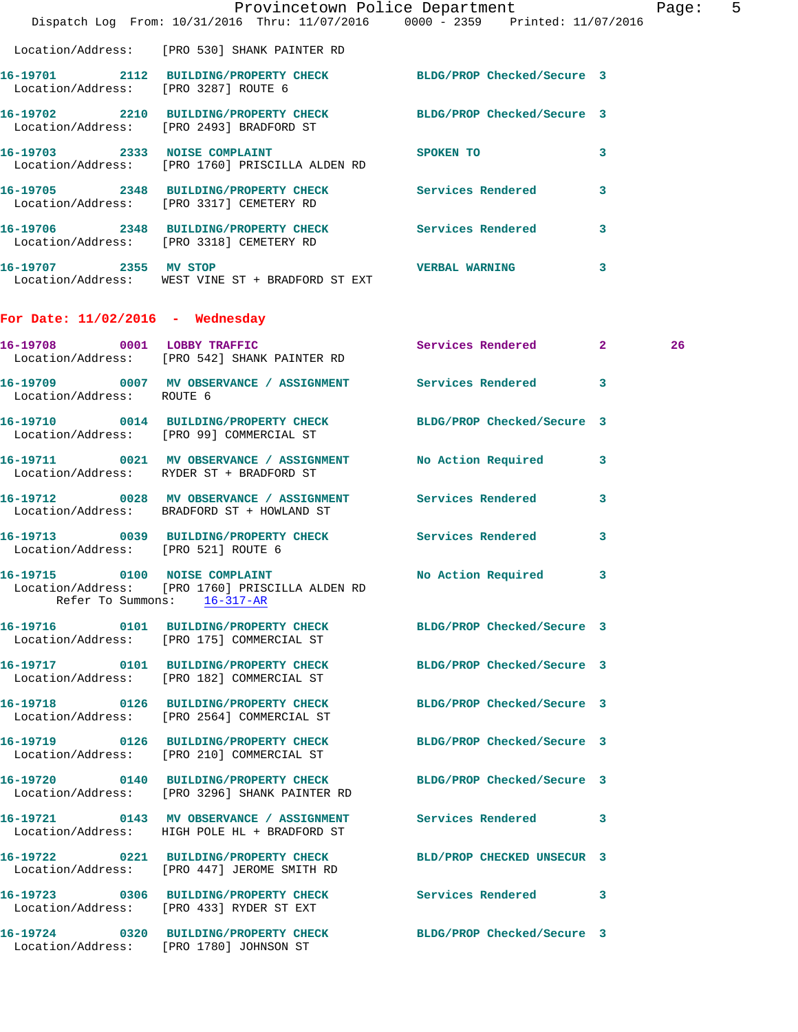Location/Address: [PRO 530] SHANK PAINTER RD

**16-19701** 2112 **BUILDING/PROPERTY CHECK** BLDG/PROP Checked/Secure 3
Location/Address: [PRO 3287] ROUTE 6

**16-19702** 2210 **BUILDING/PROPERTY CHECK** BLDG/PROP Checked/Secure 3
Location/Address: [PRO 2493] BRADFORD ST

**16-19703** 2333 **NOISE COMPLAINT** SPOKEN TO 3
Location/Address: [PRO 1760] PRISCILLA ALDEN RD

**16-19705** 2348 **BUILDING/PROPERTY CHECK** Services Rendered 3
Location/Address: [PRO 3317] CEMETERY RD

**16-19706** 2348 **BUILDING/PROPERTY CHECK** Services Rendered 3
Location/Address: [PRO 3318] CEMETERY RD

**16-19707** 2355 **MV STOP** VERBAL WARNING 3
Location/Address: WEST VINE ST + BRADFORD ST EXT

## For Date: 11/02/2016 - Wednesday

**16-19708** 0001 **LOBBY TRAFFIC** Services Rendered 2 26
Location/Address: [PRO 542] SHANK PAINTER RD

**16-19709** 0007 **MV OBSERVANCE / ASSIGNMENT** Services Rendered 3
Location/Address: ROUTE 6

**16-19710** 0014 **BUILDING/PROPERTY CHECK** BLDG/PROP Checked/Secure 3
Location/Address: [PRO 99] COMMERCIAL ST

**16-19711** 0021 **MV OBSERVANCE / ASSIGNMENT** No Action Required 3
Location/Address: RYDER ST + BRADFORD ST

**16-19712** 0028 **MV OBSERVANCE / ASSIGNMENT** Services Rendered 3
Location/Address: BRADFORD ST + HOWLAND ST

**16-19713** 0039 **BUILDING/PROPERTY CHECK** Services Rendered 3
Location/Address: [PRO 521] ROUTE 6

**16-19715** 0100 **NOISE COMPLAINT** No Action Required 3
Location/Address: [PRO 1760] PRISCILLA ALDEN RD
Refer To Summons: 16-317-AR

**16-19716** 0101 **BUILDING/PROPERTY CHECK** BLDG/PROP Checked/Secure 3
Location/Address: [PRO 175] COMMERCIAL ST

**16-19717** 0101 **BUILDING/PROPERTY CHECK** BLDG/PROP Checked/Secure 3
Location/Address: [PRO 182] COMMERCIAL ST

**16-19718** 0126 **BUILDING/PROPERTY CHECK** BLDG/PROP Checked/Secure 3
Location/Address: [PRO 2564] COMMERCIAL ST

**16-19719** 0126 **BUILDING/PROPERTY CHECK** BLDG/PROP Checked/Secure 3
Location/Address: [PRO 210] COMMERCIAL ST

**16-19720** 0140 **BUILDING/PROPERTY CHECK** BLDG/PROP Checked/Secure 3
Location/Address: [PRO 3296] SHANK PAINTER RD

**16-19721** 0143 **MV OBSERVANCE / ASSIGNMENT** Services Rendered 3
Location/Address: HIGH POLE HL + BRADFORD ST

**16-19722** 0221 **BUILDING/PROPERTY CHECK** BLD/PROP CHECKED UNSECUR 3
Location/Address: [PRO 447] JEROME SMITH RD

**16-19723** 0306 **BUILDING/PROPERTY CHECK** Services Rendered 3
Location/Address: [PRO 433] RYDER ST EXT

**16-19724** 0320 **BUILDING/PROPERTY CHECK** BLDG/PROP Checked/Secure 3
Location/Address: [PRO 1780] JOHNSON ST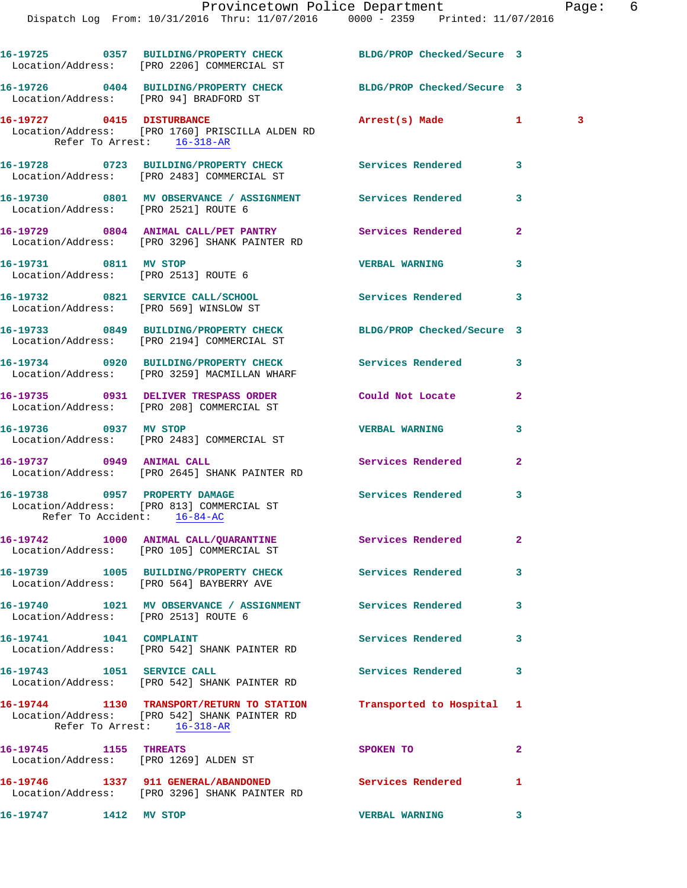16-19725 0357 BUILDING/PROPERTY CHECK BLDG/PROP Checked/Secure 3
Location/Address: [PRO 2206] COMMERCIAL ST

16-19726 0404 BUILDING/PROPERTY CHECK BLDG/PROP Checked/Secure 3
Location/Address: [PRO 94] BRADFORD ST

16-19727 0415 DISTURBANCE Arrest(s) Made 1 3
Location/Address: [PRO 1760] PRISCILLA ALDEN RD
Refer To Arrest: 16-318-AR

16-19728 0723 BUILDING/PROPERTY CHECK Services Rendered 3
Location/Address: [PRO 2483] COMMERCIAL ST

16-19730 0801 MV OBSERVANCE / ASSIGNMENT Services Rendered 3
Location/Address: [PRO 2521] ROUTE 6

16-19729 0804 ANIMAL CALL/PET PANTRY Services Rendered 2
Location/Address: [PRO 3296] SHANK PAINTER RD

16-19731 0811 MV STOP VERBAL WARNING 3
Location/Address: [PRO 2513] ROUTE 6

16-19732 0821 SERVICE CALL/SCHOOL Services Rendered 3
Location/Address: [PRO 569] WINSLOW ST

16-19733 0849 BUILDING/PROPERTY CHECK BLDG/PROP Checked/Secure 3
Location/Address: [PRO 2194] COMMERCIAL ST

16-19734 0920 BUILDING/PROPERTY CHECK Services Rendered 3
Location/Address: [PRO 3259] MACMILLAN WHARF

16-19735 0931 DELIVER TRESPASS ORDER Could Not Locate 2
Location/Address: [PRO 208] COMMERCIAL ST

16-19736 0937 MV STOP VERBAL WARNING 3
Location/Address: [PRO 2483] COMMERCIAL ST

16-19737 0949 ANIMAL CALL Services Rendered 2
Location/Address: [PRO 2645] SHANK PAINTER RD

16-19738 0957 PROPERTY DAMAGE Services Rendered 3
Location/Address: [PRO 813] COMMERCIAL ST
Refer To Accident: 16-84-AC

16-19742 1000 ANIMAL CALL/QUARANTINE Services Rendered 2
Location/Address: [PRO 105] COMMERCIAL ST

16-19739 1005 BUILDING/PROPERTY CHECK Services Rendered 3
Location/Address: [PRO 564] BAYBERRY AVE

16-19740 1021 MV OBSERVANCE / ASSIGNMENT Services Rendered 3
Location/Address: [PRO 2513] ROUTE 6

16-19741 1041 COMPLAINT Services Rendered 3
Location/Address: [PRO 542] SHANK PAINTER RD

16-19743 1051 SERVICE CALL Services Rendered 3
Location/Address: [PRO 542] SHANK PAINTER RD

16-19744 1130 TRANSPORT/RETURN TO STATION Transported to Hospital 1
Location/Address: [PRO 542] SHANK PAINTER RD
Refer To Arrest: 16-318-AR

16-19745 1155 THREATS SPOKEN TO 2
Location/Address: [PRO 1269] ALDEN ST

16-19746 1337 911 GENERAL/ABANDONED Services Rendered 1
Location/Address: [PRO 3296] SHANK PAINTER RD

16-19747 1412 MV STOP VERBAL WARNING 3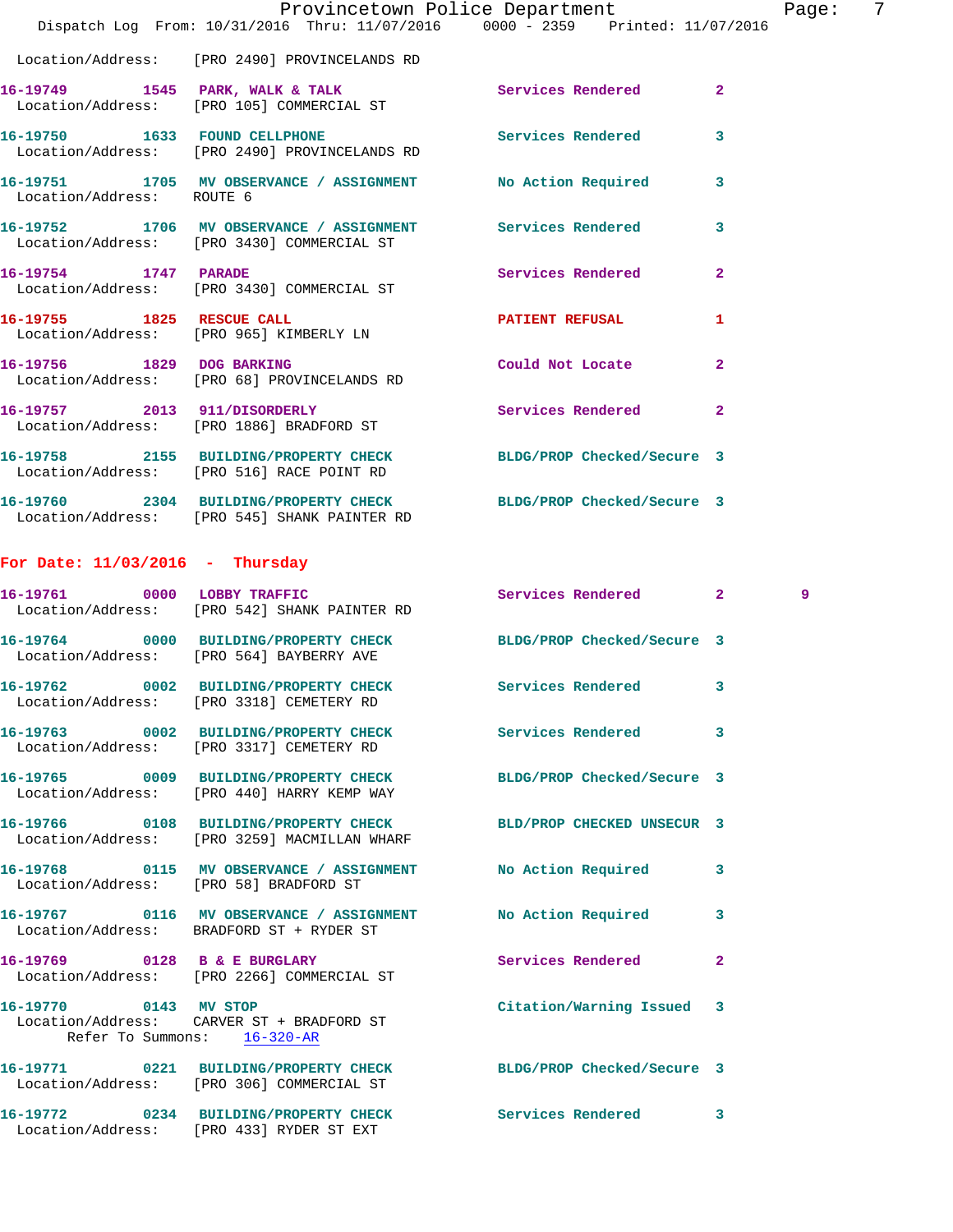Location/Address: [PRO 2490] PROVINCELANDS RD

**16-19749 1545 PARK, WALK & TALK** Services Rendered 2
Location/Address: [PRO 105] COMMERCIAL ST

**16-19750 1633 FOUND CELLPHONE** Services Rendered 3
Location/Address: [PRO 2490] PROVINCELANDS RD

**16-19751 1705 MV OBSERVANCE / ASSIGNMENT** No Action Required 3
Location/Address: ROUTE 6

**16-19752 1706 MV OBSERVANCE / ASSIGNMENT** Services Rendered 3
Location/Address: [PRO 3430] COMMERCIAL ST

**16-19754 1747 PARADE** Services Rendered 2
Location/Address: [PRO 3430] COMMERCIAL ST

**16-19755 1825 RESCUE CALL** PATIENT REFUSAL 1
Location/Address: [PRO 965] KIMBERLY LN

**16-19756 1829 DOG BARKING** Could Not Locate 2
Location/Address: [PRO 68] PROVINCELANDS RD

**16-19757 2013 911/DISORDERLY** Services Rendered 2
Location/Address: [PRO 1886] BRADFORD ST

**16-19758 2155 BUILDING/PROPERTY CHECK** BLDG/PROP Checked/Secure 3
Location/Address: [PRO 516] RACE POINT RD

**16-19760 2304 BUILDING/PROPERTY CHECK** BLDG/PROP Checked/Secure 3
Location/Address: [PRO 545] SHANK PAINTER RD

## For Date: 11/03/2016 - Thursday

**16-19761 0000 LOBBY TRAFFIC** Services Rendered 2 9
Location/Address: [PRO 542] SHANK PAINTER RD

**16-19764 0000 BUILDING/PROPERTY CHECK** BLDG/PROP Checked/Secure 3
Location/Address: [PRO 564] BAYBERRY AVE

**16-19762 0002 BUILDING/PROPERTY CHECK** Services Rendered 3
Location/Address: [PRO 3318] CEMETERY RD

**16-19763 0002 BUILDING/PROPERTY CHECK** Services Rendered 3
Location/Address: [PRO 3317] CEMETERY RD

**16-19765 0009 BUILDING/PROPERTY CHECK** BLDG/PROP Checked/Secure 3
Location/Address: [PRO 440] HARRY KEMP WAY

**16-19766 0108 BUILDING/PROPERTY CHECK** BLD/PROP CHECKED UNSECUR 3
Location/Address: [PRO 3259] MACMILLAN WHARF

**16-19768 0115 MV OBSERVANCE / ASSIGNMENT** No Action Required 3
Location/Address: [PRO 58] BRADFORD ST

**16-19767 0116 MV OBSERVANCE / ASSIGNMENT** No Action Required 3
Location/Address: BRADFORD ST + RYDER ST

**16-19769 0128 B & E BURGLARY** Services Rendered 2
Location/Address: [PRO 2266] COMMERCIAL ST

**16-19770 0143 MV STOP** Citation/Warning Issued 3
Location/Address: CARVER ST + BRADFORD ST
Refer To Summons: 16-320-AR

**16-19771 0221 BUILDING/PROPERTY CHECK** BLDG/PROP Checked/Secure 3
Location/Address: [PRO 306] COMMERCIAL ST

**16-19772 0234 BUILDING/PROPERTY CHECK** Services Rendered 3
Location/Address: [PRO 433] RYDER ST EXT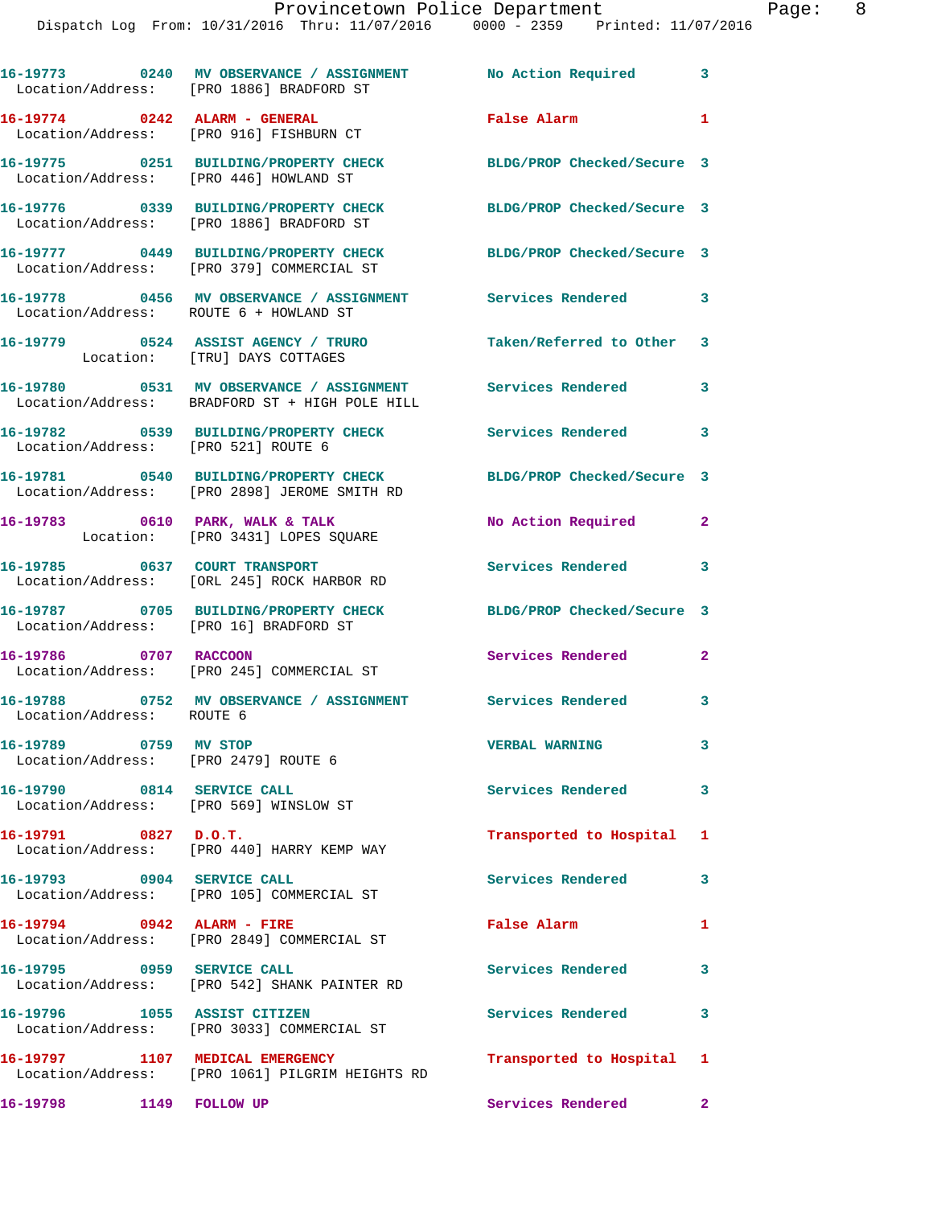```
16-19773        0240  MV OBSERVANCE / ASSIGNMENT          No Action Required        3
   Location/Address:    [PRO 1886] BRADFORD ST

16-19774        0242  ALARM - GENERAL                     False Alarm               1
   Location/Address:    [PRO 916] FISHBURN CT

16-19775        0251  BUILDING/PROPERTY CHECK             BLDG/PROP Checked/Secure  3
   Location/Address:    [PRO 446] HOWLAND ST

16-19776        0339  BUILDING/PROPERTY CHECK             BLDG/PROP Checked/Secure  3
   Location/Address:    [PRO 1886] BRADFORD ST

16-19777        0449  BUILDING/PROPERTY CHECK             BLDG/PROP Checked/Secure  3
   Location/Address:    [PRO 379] COMMERCIAL ST

16-19778        0456  MV OBSERVANCE / ASSIGNMENT          Services Rendered         3
   Location/Address:    ROUTE 6 + HOWLAND ST

16-19779        0524  ASSIST AGENCY / TRURO               Taken/Referred to Other   3
           Location:    [TRU] DAYS COTTAGES

16-19780        0531  MV OBSERVANCE / ASSIGNMENT          Services Rendered         3
   Location/Address:    BRADFORD ST + HIGH POLE HILL

16-19782        0539  BUILDING/PROPERTY CHECK             Services Rendered         3
   Location/Address:    [PRO 521] ROUTE 6

16-19781        0540  BUILDING/PROPERTY CHECK             BLDG/PROP Checked/Secure  3
   Location/Address:    [PRO 2898] JEROME SMITH RD

16-19783        0610  PARK, WALK & TALK                   No Action Required        2
           Location:    [PRO 3431] LOPES SQUARE

16-19785        0637  COURT TRANSPORT                     Services Rendered         3
   Location/Address:    [ORL 245] ROCK HARBOR RD

16-19787        0705  BUILDING/PROPERTY CHECK             BLDG/PROP Checked/Secure  3
   Location/Address:    [PRO 16] BRADFORD ST

16-19786        0707  RACCOON                             Services Rendered         2
   Location/Address:    [PRO 245] COMMERCIAL ST

16-19788        0752  MV OBSERVANCE / ASSIGNMENT          Services Rendered         3
   Location/Address:    ROUTE 6

16-19789        0759  MV STOP                             VERBAL WARNING            3
   Location/Address:    [PRO 2479] ROUTE 6

16-19790        0814  SERVICE CALL                        Services Rendered         3
   Location/Address:    [PRO 569] WINSLOW ST

16-19791        0827  D.O.T.                              Transported to Hospital   1
   Location/Address:    [PRO 440] HARRY KEMP WAY

16-19793        0904  SERVICE CALL                        Services Rendered         3
   Location/Address:    [PRO 105] COMMERCIAL ST

16-19794        0942  ALARM - FIRE                        False Alarm               1
   Location/Address:    [PRO 2849] COMMERCIAL ST

16-19795        0959  SERVICE CALL                        Services Rendered         3
   Location/Address:    [PRO 542] SHANK PAINTER RD

16-19796        1055  ASSIST CITIZEN                      Services Rendered         3
   Location/Address:    [PRO 3033] COMMERCIAL ST

16-19797        1107  MEDICAL EMERGENCY                   Transported to Hospital   1
   Location/Address:    [PRO 1061] PILGRIM HEIGHTS RD

16-19798        1149  FOLLOW UP                           Services Rendered         2
```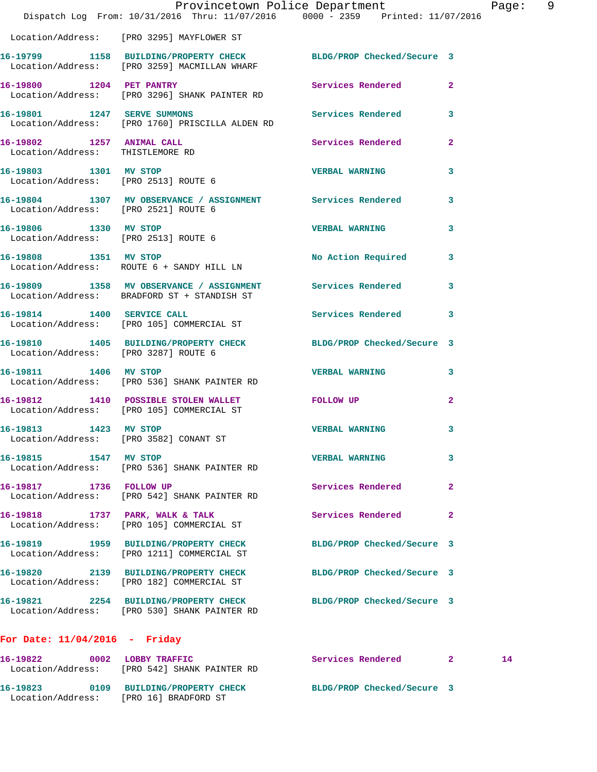Location/Address: [PRO 3295] MAYFLOWER ST

| Call # | Time | Call Reason | Action | Priority | |
|---|---|---|---|---|---|
| 16-19799 | 1158 | BUILDING/PROPERTY CHECK | BLDG/PROP Checked/Secure | 3 | |
| | | Location/Address: [PRO 3259] MACMILLAN WHARF | | | |
| 16-19800 | 1204 | PET PANTRY | Services Rendered | 2 | |
| | | Location/Address: [PRO 3296] SHANK PAINTER RD | | | |
| 16-19801 | 1247 | SERVE SUMMONS | Services Rendered | 3 | |
| | | Location/Address: [PRO 1760] PRISCILLA ALDEN RD | | | |
| 16-19802 | 1257 | ANIMAL CALL | Services Rendered | 2 | |
| | | Location/Address: THISTLEMORE RD | | | |
| 16-19803 | 1301 | MV STOP | VERBAL WARNING | 3 | |
| | | Location/Address: [PRO 2513] ROUTE 6 | | | |
| 16-19804 | 1307 | MV OBSERVANCE / ASSIGNMENT | Services Rendered | 3 | |
| | | Location/Address: [PRO 2521] ROUTE 6 | | | |
| 16-19806 | 1330 | MV STOP | VERBAL WARNING | 3 | |
| | | Location/Address: [PRO 2513] ROUTE 6 | | | |
| 16-19808 | 1351 | MV STOP | No Action Required | 3 | |
| | | Location/Address: ROUTE 6 + SANDY HILL LN | | | |
| 16-19809 | 1358 | MV OBSERVANCE / ASSIGNMENT | Services Rendered | 3 | |
| | | Location/Address: BRADFORD ST + STANDISH ST | | | |
| 16-19814 | 1400 | SERVICE CALL | Services Rendered | 3 | |
| | | Location/Address: [PRO 105] COMMERCIAL ST | | | |
| 16-19810 | 1405 | BUILDING/PROPERTY CHECK | BLDG/PROP Checked/Secure | 3 | |
| | | Location/Address: [PRO 3287] ROUTE 6 | | | |
| 16-19811 | 1406 | MV STOP | VERBAL WARNING | 3 | |
| | | Location/Address: [PRO 536] SHANK PAINTER RD | | | |
| 16-19812 | 1410 | POSSIBLE STOLEN WALLET | FOLLOW UP | 2 | |
| | | Location/Address: [PRO 105] COMMERCIAL ST | | | |
| 16-19813 | 1423 | MV STOP | VERBAL WARNING | 3 | |
| | | Location/Address: [PRO 3582] CONANT ST | | | |
| 16-19815 | 1547 | MV STOP | VERBAL WARNING | 3 | |
| | | Location/Address: [PRO 536] SHANK PAINTER RD | | | |
| 16-19817 | 1736 | FOLLOW UP | Services Rendered | 2 | |
| | | Location/Address: [PRO 542] SHANK PAINTER RD | | | |
| 16-19818 | 1737 | PARK, WALK & TALK | Services Rendered | 2 | |
| | | Location/Address: [PRO 105] COMMERCIAL ST | | | |
| 16-19819 | 1959 | BUILDING/PROPERTY CHECK | BLDG/PROP Checked/Secure | 3 | |
| | | Location/Address: [PRO 1211] COMMERCIAL ST | | | |
| 16-19820 | 2139 | BUILDING/PROPERTY CHECK | BLDG/PROP Checked/Secure | 3 | |
| | | Location/Address: [PRO 182] COMMERCIAL ST | | | |
| 16-19821 | 2254 | BUILDING/PROPERTY CHECK | BLDG/PROP Checked/Secure | 3 | |
| | | Location/Address: [PRO 530] SHANK PAINTER RD | | | |

## For Date: 11/04/2016 - Friday

| Call # | Time | Call Reason | Action | Priority | |
|---|---|---|---|---|---|
| 16-19822 | 0002 | LOBBY TRAFFIC | Services Rendered | 2 | 14 |
| | | Location/Address: [PRO 542] SHANK PAINTER RD | | | |
| 16-19823 | 0109 | BUILDING/PROPERTY CHECK | BLDG/PROP Checked/Secure | 3 | |
| | | Location/Address: [PRO 16] BRADFORD ST | | | |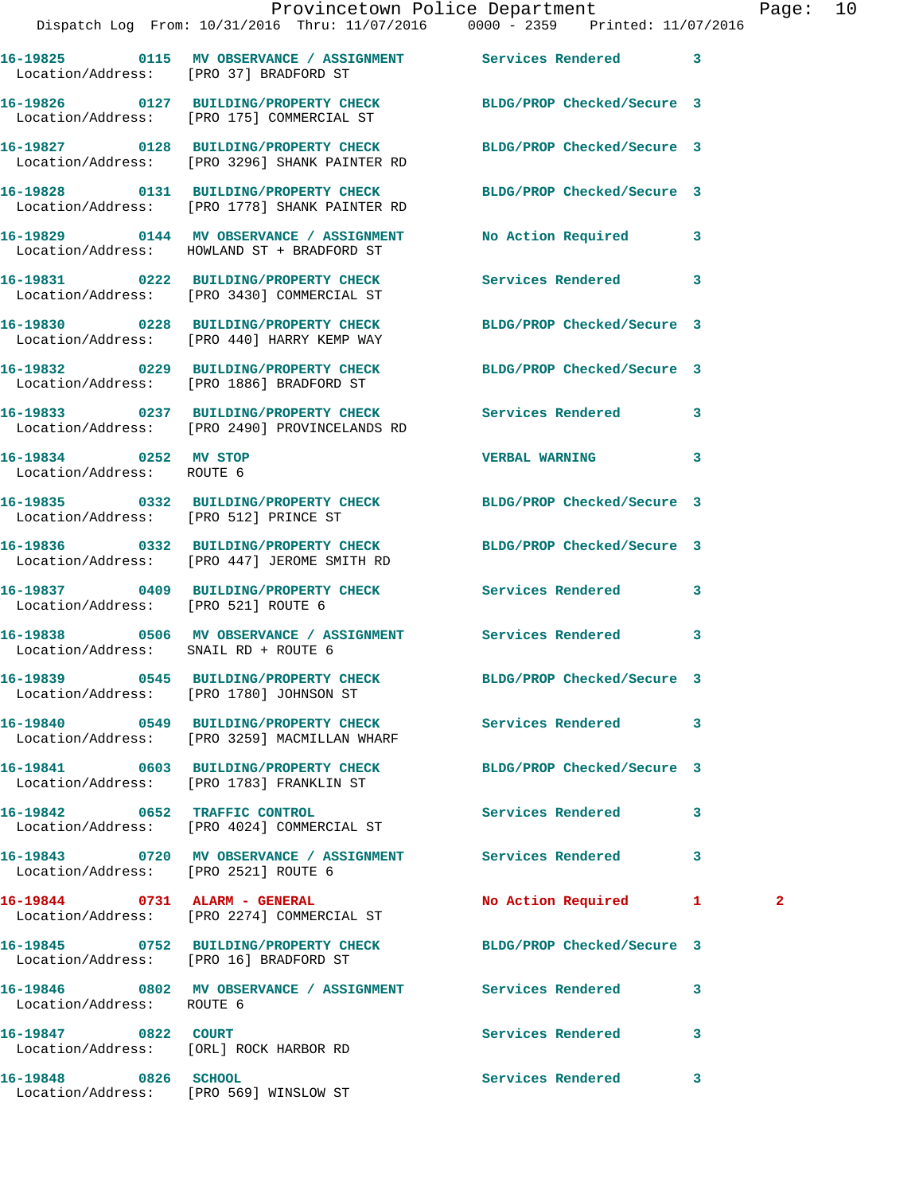| Call Number | Time | Call Reason | Action | Priority | |
|---|---|---|---|---|---|
| 16-19825 | 0115 | MV OBSERVANCE / ASSIGNMENT | Services Rendered | 3 | |
| Location/Address: [PRO 37] BRADFORD ST | | | | | |
| 16-19826 | 0127 | BUILDING/PROPERTY CHECK | BLDG/PROP Checked/Secure | 3 | |
| Location/Address: [PRO 175] COMMERCIAL ST | | | | | |
| 16-19827 | 0128 | BUILDING/PROPERTY CHECK | BLDG/PROP Checked/Secure | 3 | |
| Location/Address: [PRO 3296] SHANK PAINTER RD | | | | | |
| 16-19828 | 0131 | BUILDING/PROPERTY CHECK | BLDG/PROP Checked/Secure | 3 | |
| Location/Address: [PRO 1778] SHANK PAINTER RD | | | | | |
| 16-19829 | 0144 | MV OBSERVANCE / ASSIGNMENT | No Action Required | 3 | |
| Location/Address: HOWLAND ST + BRADFORD ST | | | | | |
| 16-19831 | 0222 | BUILDING/PROPERTY CHECK | Services Rendered | 3 | |
| Location/Address: [PRO 3430] COMMERCIAL ST | | | | | |
| 16-19830 | 0228 | BUILDING/PROPERTY CHECK | BLDG/PROP Checked/Secure | 3 | |
| Location/Address: [PRO 440] HARRY KEMP WAY | | | | | |
| 16-19832 | 0229 | BUILDING/PROPERTY CHECK | BLDG/PROP Checked/Secure | 3 | |
| Location/Address: [PRO 1886] BRADFORD ST | | | | | |
| 16-19833 | 0237 | BUILDING/PROPERTY CHECK | Services Rendered | 3 | |
| Location/Address: [PRO 2490] PROVINCELANDS RD | | | | | |
| 16-19834 | 0252 | MV STOP | VERBAL WARNING | 3 | |
| Location/Address: ROUTE 6 | | | | | |
| 16-19835 | 0332 | BUILDING/PROPERTY CHECK | BLDG/PROP Checked/Secure | 3 | |
| Location/Address: [PRO 512] PRINCE ST | | | | | |
| 16-19836 | 0332 | BUILDING/PROPERTY CHECK | BLDG/PROP Checked/Secure | 3 | |
| Location/Address: [PRO 447] JEROME SMITH RD | | | | | |
| 16-19837 | 0409 | BUILDING/PROPERTY CHECK | Services Rendered | 3 | |
| Location/Address: [PRO 521] ROUTE 6 | | | | | |
| 16-19838 | 0506 | MV OBSERVANCE / ASSIGNMENT | Services Rendered | 3 | |
| Location/Address: SNAIL RD + ROUTE 6 | | | | | |
| 16-19839 | 0545 | BUILDING/PROPERTY CHECK | BLDG/PROP Checked/Secure | 3 | |
| Location/Address: [PRO 1780] JOHNSON ST | | | | | |
| 16-19840 | 0549 | BUILDING/PROPERTY CHECK | Services Rendered | 3 | |
| Location/Address: [PRO 3259] MACMILLAN WHARF | | | | | |
| 16-19841 | 0603 | BUILDING/PROPERTY CHECK | BLDG/PROP Checked/Secure | 3 | |
| Location/Address: [PRO 1783] FRANKLIN ST | | | | | |
| 16-19842 | 0652 | TRAFFIC CONTROL | Services Rendered | 3 | |
| Location/Address: [PRO 4024] COMMERCIAL ST | | | | | |
| 16-19843 | 0720 | MV OBSERVANCE / ASSIGNMENT | Services Rendered | 3 | |
| Location/Address: [PRO 2521] ROUTE 6 | | | | | |
| 16-19844 | 0731 | ALARM - GENERAL | No Action Required | 1 | 2 |
| Location/Address: [PRO 2274] COMMERCIAL ST | | | | | |
| 16-19845 | 0752 | BUILDING/PROPERTY CHECK | BLDG/PROP Checked/Secure | 3 | |
| Location/Address: [PRO 16] BRADFORD ST | | | | | |
| 16-19846 | 0802 | MV OBSERVANCE / ASSIGNMENT | Services Rendered | 3 | |
| Location/Address: ROUTE 6 | | | | | |
| 16-19847 | 0822 | COURT | Services Rendered | 3 | |
| Location/Address: [ORL] ROCK HARBOR RD | | | | | |
| 16-19848 | 0826 | SCHOOL | Services Rendered | 3 | |
| Location/Address: [PRO 569] WINSLOW ST | | | | | |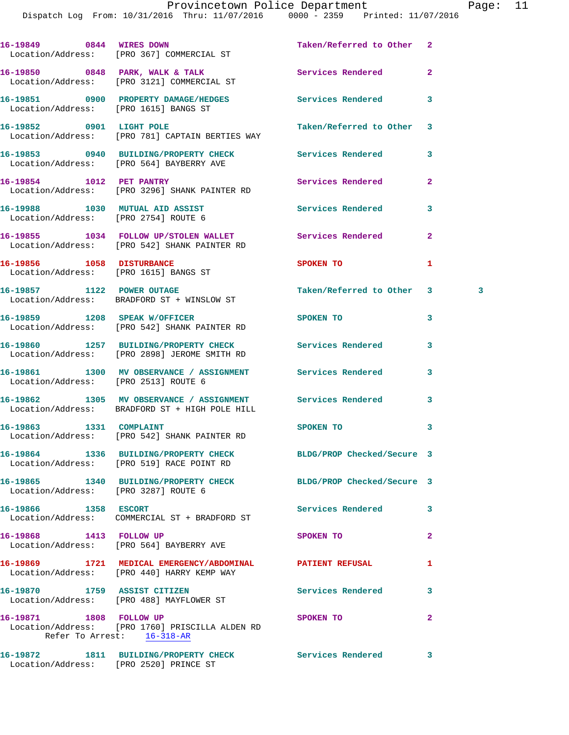16-19849 0844 WIRES DOWN Taken/Referred to Other 2
Location/Address: [PRO 367] COMMERCIAL ST

16-19850 0848 PARK, WALK & TALK Services Rendered 2
Location/Address: [PRO 3121] COMMERCIAL ST

16-19851 0900 PROPERTY DAMAGE/HEDGES Services Rendered 3
Location/Address: [PRO 1615] BANGS ST

16-19852 0901 LIGHT POLE Taken/Referred to Other 3
Location/Address: [PRO 781] CAPTAIN BERTIES WAY

16-19853 0940 BUILDING/PROPERTY CHECK Services Rendered 3
Location/Address: [PRO 564] BAYBERRY AVE

16-19854 1012 PET PANTRY Services Rendered 2
Location/Address: [PRO 3296] SHANK PAINTER RD

16-19988 1030 MUTUAL AID ASSIST Services Rendered 3
Location/Address: [PRO 2754] ROUTE 6

16-19855 1034 FOLLOW UP/STOLEN WALLET Services Rendered 2
Location/Address: [PRO 542] SHANK PAINTER RD

16-19856 1058 DISTURBANCE SPOKEN TO 1
Location/Address: [PRO 1615] BANGS ST

16-19857 1122 POWER OUTAGE Taken/Referred to Other 3 3
Location/Address: BRADFORD ST + WINSLOW ST

16-19859 1208 SPEAK W/OFFICER SPOKEN TO 3
Location/Address: [PRO 542] SHANK PAINTER RD

16-19860 1257 BUILDING/PROPERTY CHECK Services Rendered 3
Location/Address: [PRO 2898] JEROME SMITH RD

16-19861 1300 MV OBSERVANCE / ASSIGNMENT Services Rendered 3
Location/Address: [PRO 2513] ROUTE 6

16-19862 1305 MV OBSERVANCE / ASSIGNMENT Services Rendered 3
Location/Address: BRADFORD ST + HIGH POLE HILL

16-19863 1331 COMPLAINT SPOKEN TO 3
Location/Address: [PRO 542] SHANK PAINTER RD

16-19864 1336 BUILDING/PROPERTY CHECK BLDG/PROP Checked/Secure 3
Location/Address: [PRO 519] RACE POINT RD

16-19865 1340 BUILDING/PROPERTY CHECK BLDG/PROP Checked/Secure 3
Location/Address: [PRO 3287] ROUTE 6

16-19866 1358 ESCORT Services Rendered 3
Location/Address: COMMERCIAL ST + BRADFORD ST

16-19868 1413 FOLLOW UP SPOKEN TO 2
Location/Address: [PRO 564] BAYBERRY AVE

16-19869 1721 MEDICAL EMERGENCY/ABDOMINAL PATIENT REFUSAL 1
Location/Address: [PRO 440] HARRY KEMP WAY

16-19870 1759 ASSIST CITIZEN Services Rendered 3
Location/Address: [PRO 488] MAYFLOWER ST

16-19871 1808 FOLLOW UP SPOKEN TO 2
Location/Address: [PRO 1760] PRISCILLA ALDEN RD
Refer To Arrest: 16-318-AR

16-19872 1811 BUILDING/PROPERTY CHECK Services Rendered 3
Location/Address: [PRO 2520] PRINCE ST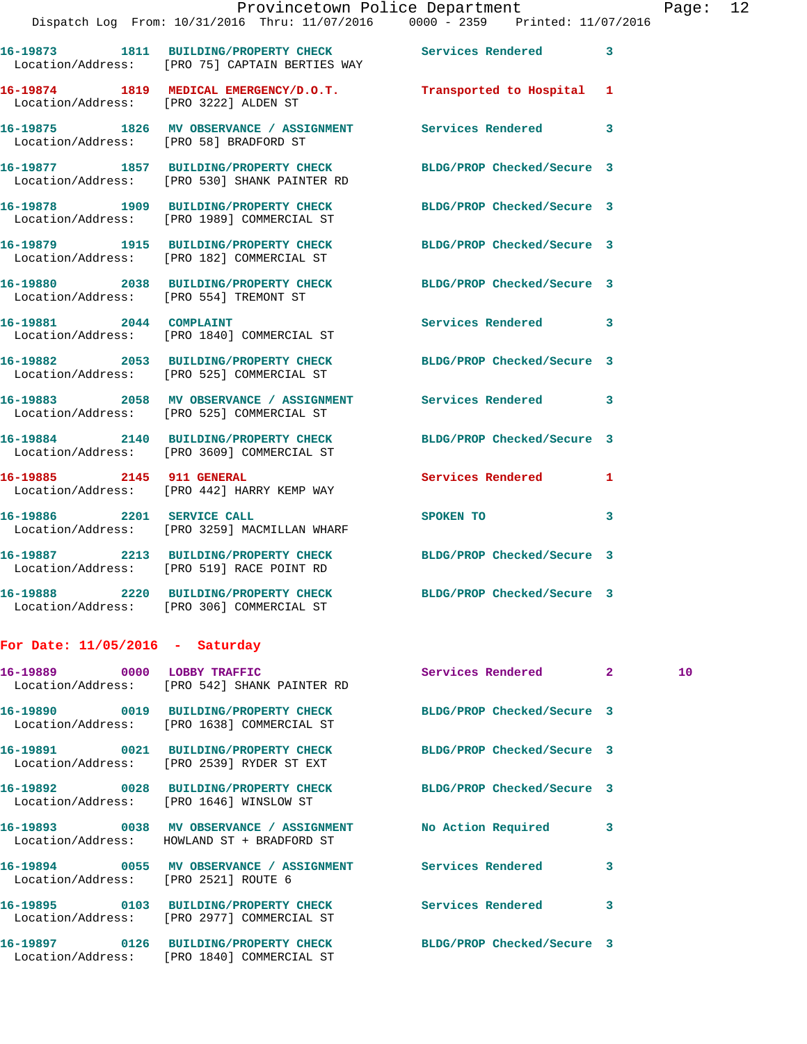16-19873 1811 BUILDING/PROPERTY CHECK Services Rendered 3
Location/Address: [PRO 75] CAPTAIN BERTIES WAY

16-19874 1819 MEDICAL EMERGENCY/D.O.T. Transported to Hospital 1
Location/Address: [PRO 3222] ALDEN ST

16-19875 1826 MV OBSERVANCE / ASSIGNMENT Services Rendered 3
Location/Address: [PRO 58] BRADFORD ST

16-19877 1857 BUILDING/PROPERTY CHECK BLDG/PROP Checked/Secure 3
Location/Address: [PRO 530] SHANK PAINTER RD

16-19878 1909 BUILDING/PROPERTY CHECK BLDG/PROP Checked/Secure 3
Location/Address: [PRO 1989] COMMERCIAL ST

16-19879 1915 BUILDING/PROPERTY CHECK BLDG/PROP Checked/Secure 3
Location/Address: [PRO 182] COMMERCIAL ST

16-19880 2038 BUILDING/PROPERTY CHECK BLDG/PROP Checked/Secure 3
Location/Address: [PRO 554] TREMONT ST

16-19881 2044 COMPLAINT Services Rendered 3
Location/Address: [PRO 1840] COMMERCIAL ST

16-19882 2053 BUILDING/PROPERTY CHECK BLDG/PROP Checked/Secure 3
Location/Address: [PRO 525] COMMERCIAL ST

16-19883 2058 MV OBSERVANCE / ASSIGNMENT Services Rendered 3
Location/Address: [PRO 525] COMMERCIAL ST

16-19884 2140 BUILDING/PROPERTY CHECK BLDG/PROP Checked/Secure 3
Location/Address: [PRO 3609] COMMERCIAL ST

16-19885 2145 911 GENERAL Services Rendered 1
Location/Address: [PRO 442] HARRY KEMP WAY

16-19886 2201 SERVICE CALL SPOKEN TO 3
Location/Address: [PRO 3259] MACMILLAN WHARF

16-19887 2213 BUILDING/PROPERTY CHECK BLDG/PROP Checked/Secure 3
Location/Address: [PRO 519] RACE POINT RD

16-19888 2220 BUILDING/PROPERTY CHECK BLDG/PROP Checked/Secure 3
Location/Address: [PRO 306] COMMERCIAL ST

**For Date: 11/05/2016 - Saturday**

16-19889 0000 LOBBY TRAFFIC Services Rendered 2 10
Location/Address: [PRO 542] SHANK PAINTER RD

16-19890 0019 BUILDING/PROPERTY CHECK BLDG/PROP Checked/Secure 3
Location/Address: [PRO 1638] COMMERCIAL ST

16-19891 0021 BUILDING/PROPERTY CHECK BLDG/PROP Checked/Secure 3
Location/Address: [PRO 2539] RYDER ST EXT

16-19892 0028 BUILDING/PROPERTY CHECK BLDG/PROP Checked/Secure 3
Location/Address: [PRO 1646] WINSLOW ST

16-19893 0038 MV OBSERVANCE / ASSIGNMENT No Action Required 3
Location/Address: HOWLAND ST + BRADFORD ST

16-19894 0055 MV OBSERVANCE / ASSIGNMENT Services Rendered 3
Location/Address: [PRO 2521] ROUTE 6

16-19895 0103 BUILDING/PROPERTY CHECK Services Rendered 3
Location/Address: [PRO 2977] COMMERCIAL ST

16-19897 0126 BUILDING/PROPERTY CHECK BLDG/PROP Checked/Secure 3
Location/Address: [PRO 1840] COMMERCIAL ST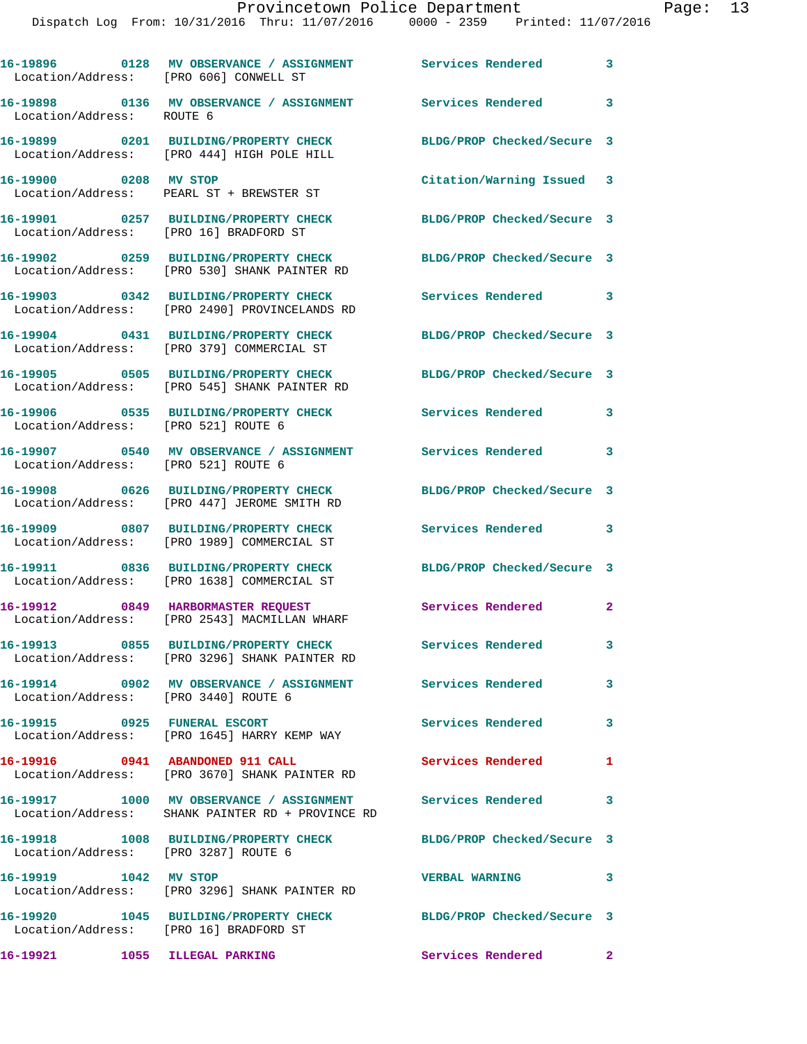16-19896 0128 MV OBSERVANCE / ASSIGNMENT Services Rendered 3
Location/Address: [PRO 606] CONWELL ST

16-19898 0136 MV OBSERVANCE / ASSIGNMENT Services Rendered 3
Location/Address: ROUTE 6

16-19899 0201 BUILDING/PROPERTY CHECK BLDG/PROP Checked/Secure 3
Location/Address: [PRO 444] HIGH POLE HILL

16-19900 0208 MV STOP Citation/Warning Issued 3
Location/Address: PEARL ST + BREWSTER ST

16-19901 0257 BUILDING/PROPERTY CHECK BLDG/PROP Checked/Secure 3
Location/Address: [PRO 16] BRADFORD ST

16-19902 0259 BUILDING/PROPERTY CHECK BLDG/PROP Checked/Secure 3
Location/Address: [PRO 530] SHANK PAINTER RD

16-19903 0342 BUILDING/PROPERTY CHECK Services Rendered 3
Location/Address: [PRO 2490] PROVINCELANDS RD

16-19904 0431 BUILDING/PROPERTY CHECK BLDG/PROP Checked/Secure 3
Location/Address: [PRO 379] COMMERCIAL ST

16-19905 0505 BUILDING/PROPERTY CHECK BLDG/PROP Checked/Secure 3
Location/Address: [PRO 545] SHANK PAINTER RD

16-19906 0535 BUILDING/PROPERTY CHECK Services Rendered 3
Location/Address: [PRO 521] ROUTE 6

16-19907 0540 MV OBSERVANCE / ASSIGNMENT Services Rendered 3
Location/Address: [PRO 521] ROUTE 6

16-19908 0626 BUILDING/PROPERTY CHECK BLDG/PROP Checked/Secure 3
Location/Address: [PRO 447] JEROME SMITH RD

16-19909 0807 BUILDING/PROPERTY CHECK Services Rendered 3
Location/Address: [PRO 1989] COMMERCIAL ST

16-19911 0836 BUILDING/PROPERTY CHECK BLDG/PROP Checked/Secure 3
Location/Address: [PRO 1638] COMMERCIAL ST

16-19912 0849 HARBORMASTER REQUEST Services Rendered 2
Location/Address: [PRO 2543] MACMILLAN WHARF

16-19913 0855 BUILDING/PROPERTY CHECK Services Rendered 3
Location/Address: [PRO 3296] SHANK PAINTER RD

16-19914 0902 MV OBSERVANCE / ASSIGNMENT Services Rendered 3
Location/Address: [PRO 3440] ROUTE 6

16-19915 0925 FUNERAL ESCORT Services Rendered 3
Location/Address: [PRO 1645] HARRY KEMP WAY

16-19916 0941 ABANDONED 911 CALL Services Rendered 1
Location/Address: [PRO 3670] SHANK PAINTER RD

16-19917 1000 MV OBSERVANCE / ASSIGNMENT Services Rendered 3
Location/Address: SHANK PAINTER RD + PROVINCE RD

16-19918 1008 BUILDING/PROPERTY CHECK BLDG/PROP Checked/Secure 3
Location/Address: [PRO 3287] ROUTE 6

16-19919 1042 MV STOP VERBAL WARNING 3
Location/Address: [PRO 3296] SHANK PAINTER RD

16-19920 1045 BUILDING/PROPERTY CHECK BLDG/PROP Checked/Secure 3
Location/Address: [PRO 16] BRADFORD ST

16-19921 1055 ILLEGAL PARKING Services Rendered 2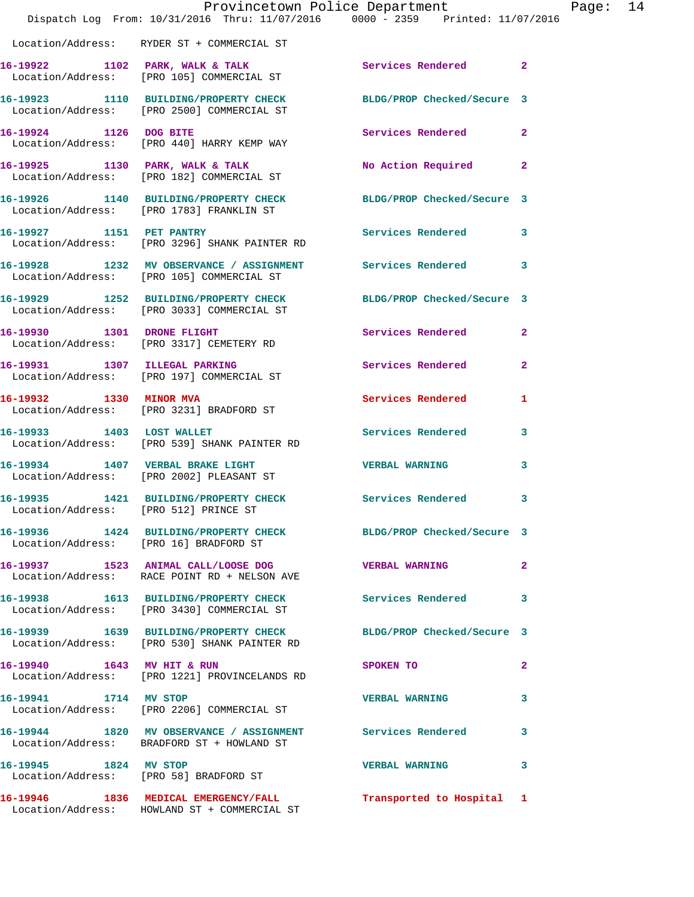Location/Address: RYDER ST + COMMERCIAL ST

| Call # | Time | Call Type | Disposition | Priority |
|---|---|---|---|---|
| 16-19922 | 1102 | PARK, WALK & TALK | Services Rendered | 2 |
| | | Location/Address: [PRO 105] COMMERCIAL ST | | |
| 16-19923 | 1110 | BUILDING/PROPERTY CHECK | BLDG/PROP Checked/Secure | 3 |
| | | Location/Address: [PRO 2500] COMMERCIAL ST | | |
| 16-19924 | 1126 | DOG BITE | Services Rendered | 2 |
| | | Location/Address: [PRO 440] HARRY KEMP WAY | | |
| 16-19925 | 1130 | PARK, WALK & TALK | No Action Required | 2 |
| | | Location/Address: [PRO 182] COMMERCIAL ST | | |
| 16-19926 | 1140 | BUILDING/PROPERTY CHECK | BLDG/PROP Checked/Secure | 3 |
| | | Location/Address: [PRO 1783] FRANKLIN ST | | |
| 16-19927 | 1151 | PET PANTRY | Services Rendered | 3 |
| | | Location/Address: [PRO 3296] SHANK PAINTER RD | | |
| 16-19928 | 1232 | MV OBSERVANCE / ASSIGNMENT | Services Rendered | 3 |
| | | Location/Address: [PRO 105] COMMERCIAL ST | | |
| 16-19929 | 1252 | BUILDING/PROPERTY CHECK | BLDG/PROP Checked/Secure | 3 |
| | | Location/Address: [PRO 3033] COMMERCIAL ST | | |
| 16-19930 | 1301 | DRONE FLIGHT | Services Rendered | 2 |
| | | Location/Address: [PRO 3317] CEMETERY RD | | |
| 16-19931 | 1307 | ILLEGAL PARKING | Services Rendered | 2 |
| | | Location/Address: [PRO 197] COMMERCIAL ST | | |
| 16-19932 | 1330 | MINOR MVA | Services Rendered | 1 |
| | | Location/Address: [PRO 3231] BRADFORD ST | | |
| 16-19933 | 1403 | LOST WALLET | Services Rendered | 3 |
| | | Location/Address: [PRO 539] SHANK PAINTER RD | | |
| 16-19934 | 1407 | VERBAL BRAKE LIGHT | VERBAL WARNING | 3 |
| | | Location/Address: [PRO 2002] PLEASANT ST | | |
| 16-19935 | 1421 | BUILDING/PROPERTY CHECK | Services Rendered | 3 |
| | | Location/Address: [PRO 512] PRINCE ST | | |
| 16-19936 | 1424 | BUILDING/PROPERTY CHECK | BLDG/PROP Checked/Secure | 3 |
| | | Location/Address: [PRO 16] BRADFORD ST | | |
| 16-19937 | 1523 | ANIMAL CALL/LOOSE DOG | VERBAL WARNING | 2 |
| | | Location/Address: RACE POINT RD + NELSON AVE | | |
| 16-19938 | 1613 | BUILDING/PROPERTY CHECK | Services Rendered | 3 |
| | | Location/Address: [PRO 3430] COMMERCIAL ST | | |
| 16-19939 | 1639 | BUILDING/PROPERTY CHECK | BLDG/PROP Checked/Secure | 3 |
| | | Location/Address: [PRO 530] SHANK PAINTER RD | | |
| 16-19940 | 1643 | MV HIT & RUN | SPOKEN TO | 2 |
| | | Location/Address: [PRO 1221] PROVINCELANDS RD | | |
| 16-19941 | 1714 | MV STOP | VERBAL WARNING | 3 |
| | | Location/Address: [PRO 2206] COMMERCIAL ST | | |
| 16-19944 | 1820 | MV OBSERVANCE / ASSIGNMENT | Services Rendered | 3 |
| | | Location/Address: BRADFORD ST + HOWLAND ST | | |
| 16-19945 | 1824 | MV STOP | VERBAL WARNING | 3 |
| | | Location/Address: [PRO 58] BRADFORD ST | | |
| 16-19946 | 1836 | MEDICAL EMERGENCY/FALL | Transported to Hospital | 1 |
| | | Location/Address: HOWLAND ST + COMMERCIAL ST | | |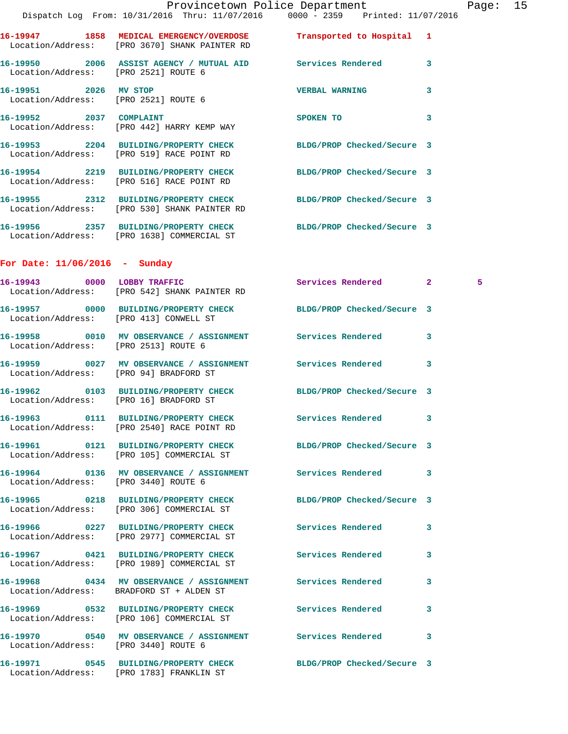16-19947 1858 MEDICAL EMERGENCY/OVERDOSE Transported to Hospital 1
Location/Address: [PRO 3670] SHANK PAINTER RD

16-19950 2006 ASSIST AGENCY / MUTUAL AID Services Rendered 3
Location/Address: [PRO 2521] ROUTE 6

16-19951 2026 MV STOP VERBAL WARNING 3
Location/Address: [PRO 2521] ROUTE 6

16-19952 2037 COMPLAINT SPOKEN TO 3
Location/Address: [PRO 442] HARRY KEMP WAY

16-19953 2204 BUILDING/PROPERTY CHECK BLDG/PROP Checked/Secure 3
Location/Address: [PRO 519] RACE POINT RD

16-19954 2219 BUILDING/PROPERTY CHECK BLDG/PROP Checked/Secure 3
Location/Address: [PRO 516] RACE POINT RD

16-19955 2312 BUILDING/PROPERTY CHECK BLDG/PROP Checked/Secure 3
Location/Address: [PRO 530] SHANK PAINTER RD

16-19956 2357 BUILDING/PROPERTY CHECK BLDG/PROP Checked/Secure 3
Location/Address: [PRO 1638] COMMERCIAL ST

## For Date: 11/06/2016 - Sunday

16-19943 0000 LOBBY TRAFFIC Services Rendered 2 5
Location/Address: [PRO 542] SHANK PAINTER RD

16-19957 0000 BUILDING/PROPERTY CHECK BLDG/PROP Checked/Secure 3
Location/Address: [PRO 413] CONWELL ST

16-19958 0010 MV OBSERVANCE / ASSIGNMENT Services Rendered 3
Location/Address: [PRO 2513] ROUTE 6

16-19959 0027 MV OBSERVANCE / ASSIGNMENT Services Rendered 3
Location/Address: [PRO 94] BRADFORD ST

16-19962 0103 BUILDING/PROPERTY CHECK BLDG/PROP Checked/Secure 3
Location/Address: [PRO 16] BRADFORD ST

16-19963 0111 BUILDING/PROPERTY CHECK Services Rendered 3
Location/Address: [PRO 2540] RACE POINT RD

16-19961 0121 BUILDING/PROPERTY CHECK BLDG/PROP Checked/Secure 3
Location/Address: [PRO 105] COMMERCIAL ST

16-19964 0136 MV OBSERVANCE / ASSIGNMENT Services Rendered 3
Location/Address: [PRO 3440] ROUTE 6

16-19965 0218 BUILDING/PROPERTY CHECK BLDG/PROP Checked/Secure 3
Location/Address: [PRO 306] COMMERCIAL ST

16-19966 0227 BUILDING/PROPERTY CHECK Services Rendered 3
Location/Address: [PRO 2977] COMMERCIAL ST

16-19967 0421 BUILDING/PROPERTY CHECK Services Rendered 3
Location/Address: [PRO 1989] COMMERCIAL ST

16-19968 0434 MV OBSERVANCE / ASSIGNMENT Services Rendered 3
Location/Address: BRADFORD ST + ALDEN ST

16-19969 0532 BUILDING/PROPERTY CHECK Services Rendered 3
Location/Address: [PRO 106] COMMERCIAL ST

16-19970 0540 MV OBSERVANCE / ASSIGNMENT Services Rendered 3
Location/Address: [PRO 3440] ROUTE 6

16-19971 0545 BUILDING/PROPERTY CHECK BLDG/PROP Checked/Secure 3
Location/Address: [PRO 1783] FRANKLIN ST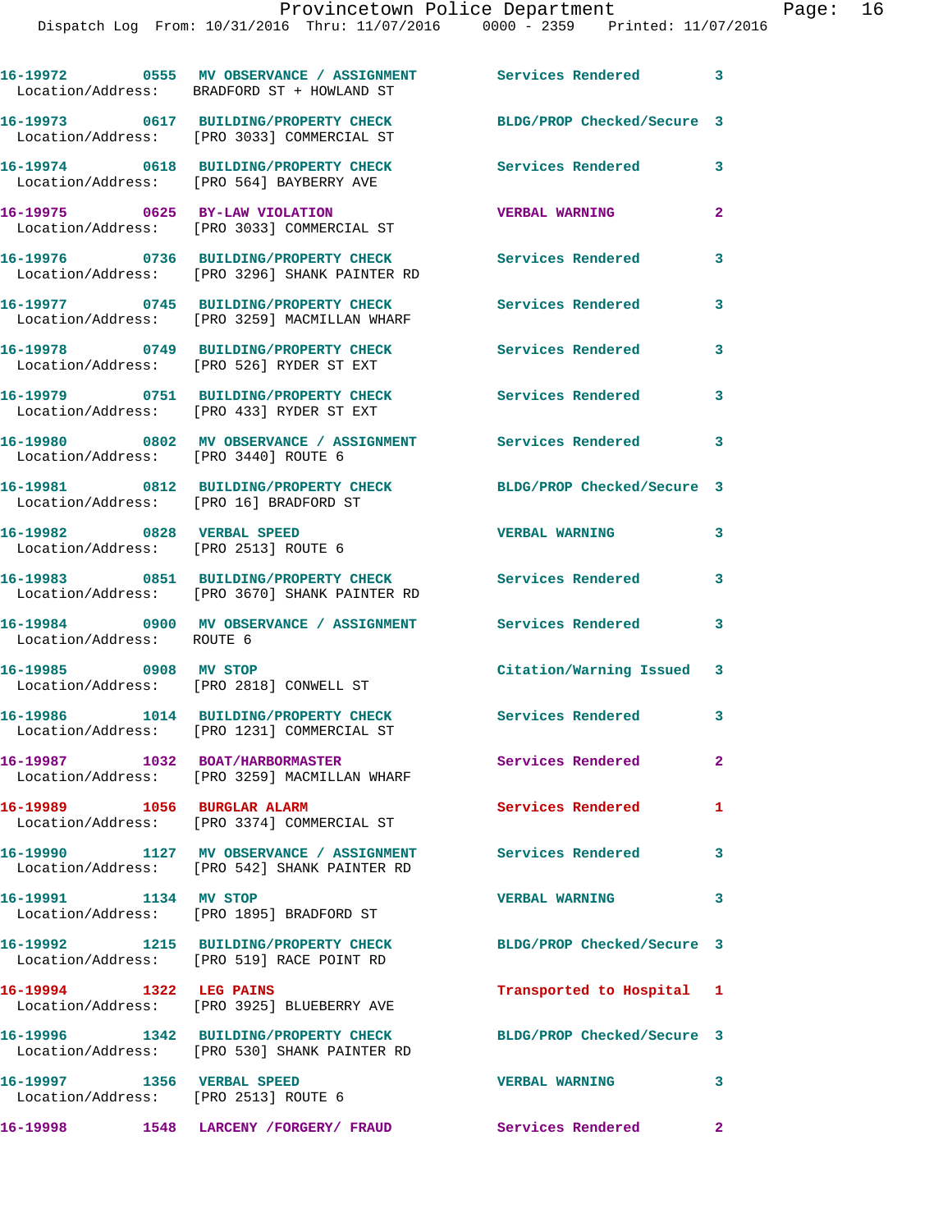16-19972 0555 MV OBSERVANCE / ASSIGNMENT Services Rendered 3
Location/Address: BRADFORD ST + HOWLAND ST

16-19973 0617 BUILDING/PROPERTY CHECK BLDG/PROP Checked/Secure 3
Location/Address: [PRO 3033] COMMERCIAL ST

16-19974 0618 BUILDING/PROPERTY CHECK Services Rendered 3
Location/Address: [PRO 564] BAYBERRY AVE

16-19975 0625 BY-LAW VIOLATION VERBAL WARNING 2
Location/Address: [PRO 3033] COMMERCIAL ST

16-19976 0736 BUILDING/PROPERTY CHECK Services Rendered 3
Location/Address: [PRO 3296] SHANK PAINTER RD

16-19977 0745 BUILDING/PROPERTY CHECK Services Rendered 3
Location/Address: [PRO 3259] MACMILLAN WHARF

16-19978 0749 BUILDING/PROPERTY CHECK Services Rendered 3
Location/Address: [PRO 526] RYDER ST EXT

16-19979 0751 BUILDING/PROPERTY CHECK Services Rendered 3
Location/Address: [PRO 433] RYDER ST EXT

16-19980 0802 MV OBSERVANCE / ASSIGNMENT Services Rendered 3
Location/Address: [PRO 3440] ROUTE 6

16-19981 0812 BUILDING/PROPERTY CHECK BLDG/PROP Checked/Secure 3
Location/Address: [PRO 16] BRADFORD ST

16-19982 0828 VERBAL SPEED VERBAL WARNING 3
Location/Address: [PRO 2513] ROUTE 6

16-19983 0851 BUILDING/PROPERTY CHECK Services Rendered 3
Location/Address: [PRO 3670] SHANK PAINTER RD

16-19984 0900 MV OBSERVANCE / ASSIGNMENT Services Rendered 3
Location/Address: ROUTE 6

16-19985 0908 MV STOP Citation/Warning Issued 3
Location/Address: [PRO 2818] CONWELL ST

16-19986 1014 BUILDING/PROPERTY CHECK Services Rendered 3
Location/Address: [PRO 1231] COMMERCIAL ST

16-19987 1032 BOAT/HARBORMASTER Services Rendered 2
Location/Address: [PRO 3259] MACMILLAN WHARF

16-19989 1056 BURGLAR ALARM Services Rendered 1
Location/Address: [PRO 3374] COMMERCIAL ST

16-19990 1127 MV OBSERVANCE / ASSIGNMENT Services Rendered 3
Location/Address: [PRO 542] SHANK PAINTER RD

16-19991 1134 MV STOP VERBAL WARNING 3
Location/Address: [PRO 1895] BRADFORD ST

16-19992 1215 BUILDING/PROPERTY CHECK BLDG/PROP Checked/Secure 3
Location/Address: [PRO 519] RACE POINT RD

16-19994 1322 LEG PAINS Transported to Hospital 1
Location/Address: [PRO 3925] BLUEBERRY AVE

16-19996 1342 BUILDING/PROPERTY CHECK BLDG/PROP Checked/Secure 3
Location/Address: [PRO 530] SHANK PAINTER RD

16-19997 1356 VERBAL SPEED VERBAL WARNING 3
Location/Address: [PRO 2513] ROUTE 6

16-19998 1548 LARCENY /FORGERY/ FRAUD Services Rendered 2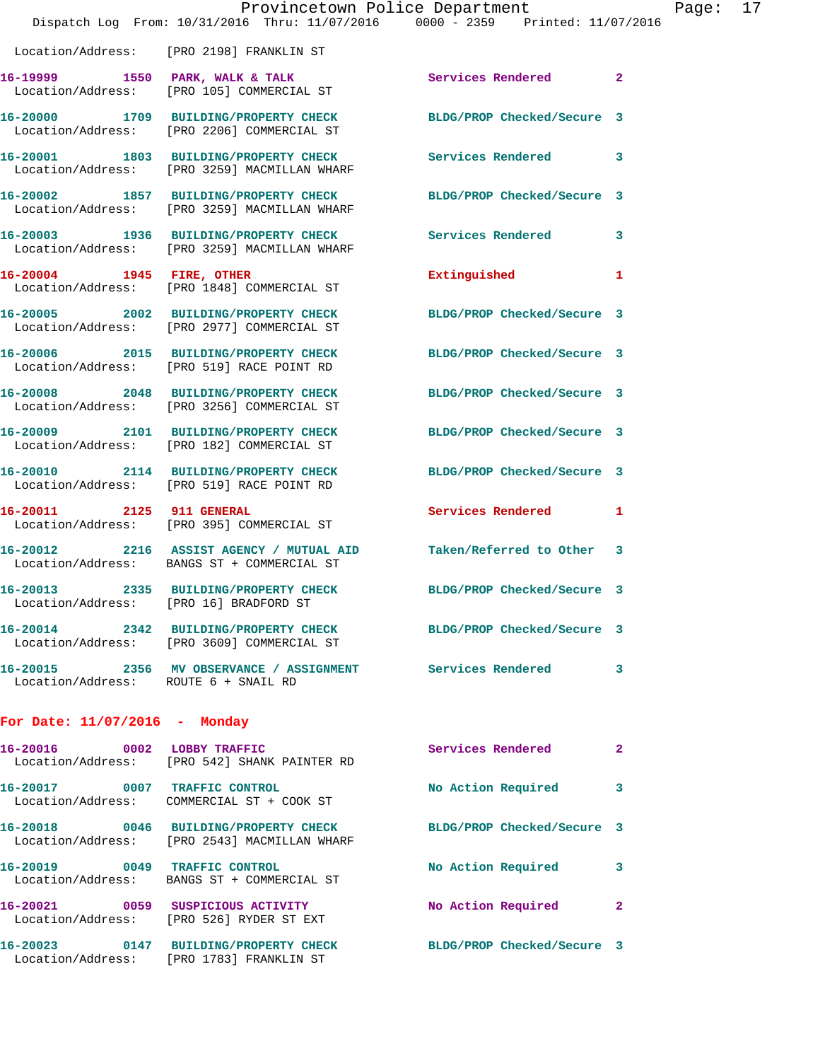Location/Address: [PRO 2198] FRANKLIN ST

| Call Number | Time | Call Reason | Action | Priority |
|---|---|---|---|---|
| 16-19999 | 1550 | PARK, WALK & TALK | Services Rendered | 2 |
| Location/Address: [PRO 105] COMMERCIAL ST | | | | |
| 16-20000 | 1709 | BUILDING/PROPERTY CHECK | BLDG/PROP Checked/Secure | 3 |
| Location/Address: [PRO 2206] COMMERCIAL ST | | | | |
| 16-20001 | 1803 | BUILDING/PROPERTY CHECK | Services Rendered | 3 |
| Location/Address: [PRO 3259] MACMILLAN WHARF | | | | |
| 16-20002 | 1857 | BUILDING/PROPERTY CHECK | BLDG/PROP Checked/Secure | 3 |
| Location/Address: [PRO 3259] MACMILLAN WHARF | | | | |
| 16-20003 | 1936 | BUILDING/PROPERTY CHECK | Services Rendered | 3 |
| Location/Address: [PRO 3259] MACMILLAN WHARF | | | | |
| 16-20004 | 1945 | FIRE, OTHER | Extinguished | 1 |
| Location/Address: [PRO 1848] COMMERCIAL ST | | | | |
| 16-20005 | 2002 | BUILDING/PROPERTY CHECK | BLDG/PROP Checked/Secure | 3 |
| Location/Address: [PRO 2977] COMMERCIAL ST | | | | |
| 16-20006 | 2015 | BUILDING/PROPERTY CHECK | BLDG/PROP Checked/Secure | 3 |
| Location/Address: [PRO 519] RACE POINT RD | | | | |
| 16-20008 | 2048 | BUILDING/PROPERTY CHECK | BLDG/PROP Checked/Secure | 3 |
| Location/Address: [PRO 3256] COMMERCIAL ST | | | | |
| 16-20009 | 2101 | BUILDING/PROPERTY CHECK | BLDG/PROP Checked/Secure | 3 |
| Location/Address: [PRO 182] COMMERCIAL ST | | | | |
| 16-20010 | 2114 | BUILDING/PROPERTY CHECK | BLDG/PROP Checked/Secure | 3 |
| Location/Address: [PRO 519] RACE POINT RD | | | | |
| 16-20011 | 2125 | 911 GENERAL | Services Rendered | 1 |
| Location/Address: [PRO 395] COMMERCIAL ST | | | | |
| 16-20012 | 2216 | ASSIST AGENCY / MUTUAL AID | Taken/Referred to Other | 3 |
| Location/Address: BANGS ST + COMMERCIAL ST | | | | |
| 16-20013 | 2335 | BUILDING/PROPERTY CHECK | BLDG/PROP Checked/Secure | 3 |
| Location/Address: [PRO 16] BRADFORD ST | | | | |
| 16-20014 | 2342 | BUILDING/PROPERTY CHECK | BLDG/PROP Checked/Secure | 3 |
| Location/Address: [PRO 3609] COMMERCIAL ST | | | | |
| 16-20015 | 2356 | MV OBSERVANCE / ASSIGNMENT | Services Rendered | 3 |
| Location/Address: ROUTE 6 + SNAIL RD | | | | |

## For Date: 11/07/2016 - Monday

| Call Number | Time | Call Reason | Action | Priority |
|---|---|---|---|---|
| 16-20016 | 0002 | LOBBY TRAFFIC | Services Rendered | 2 |
| Location/Address: [PRO 542] SHANK PAINTER RD | | | | |
| 16-20017 | 0007 | TRAFFIC CONTROL | No Action Required | 3 |
| Location/Address: COMMERCIAL ST + COOK ST | | | | |
| 16-20018 | 0046 | BUILDING/PROPERTY CHECK | BLDG/PROP Checked/Secure | 3 |
| Location/Address: [PRO 2543] MACMILLAN WHARF | | | | |
| 16-20019 | 0049 | TRAFFIC CONTROL | No Action Required | 3 |
| Location/Address: BANGS ST + COMMERCIAL ST | | | | |
| 16-20021 | 0059 | SUSPICIOUS ACTIVITY | No Action Required | 2 |
| Location/Address: [PRO 526] RYDER ST EXT | | | | |
| 16-20023 | 0147 | BUILDING/PROPERTY CHECK | BLDG/PROP Checked/Secure | 3 |
| Location/Address: [PRO 1783] FRANKLIN ST | | | | |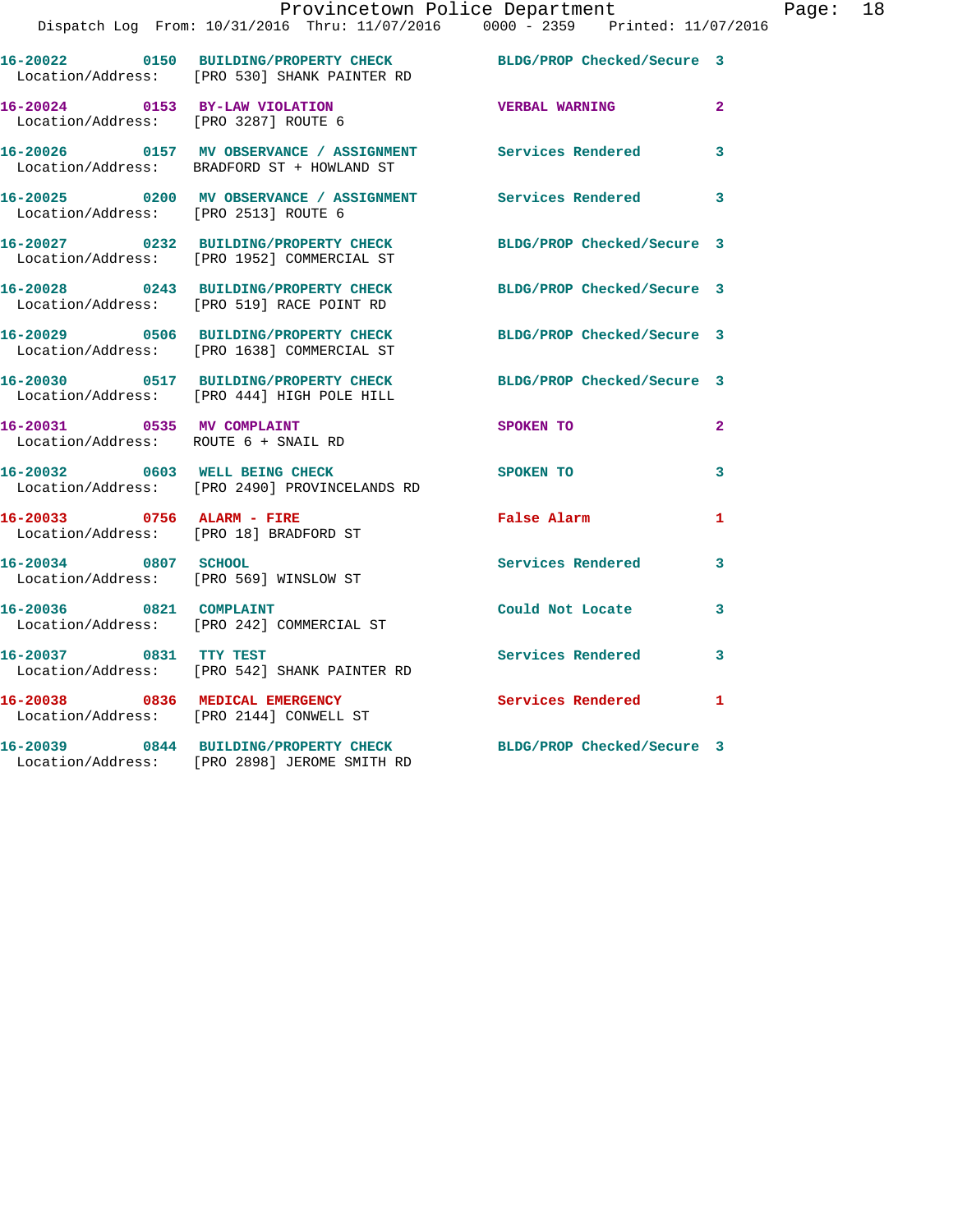16-20022 0150 BUILDING/PROPERTY CHECK BLDG/PROP Checked/Secure 3
Location/Address: [PRO 530] SHANK PAINTER RD

16-20024 0153 BY-LAW VIOLATION VERBAL WARNING 2
Location/Address: [PRO 3287] ROUTE 6

16-20026 0157 MV OBSERVANCE / ASSIGNMENT Services Rendered 3
Location/Address: BRADFORD ST + HOWLAND ST

16-20025 0200 MV OBSERVANCE / ASSIGNMENT Services Rendered 3
Location/Address: [PRO 2513] ROUTE 6

16-20027 0232 BUILDING/PROPERTY CHECK BLDG/PROP Checked/Secure 3
Location/Address: [PRO 1952] COMMERCIAL ST

16-20028 0243 BUILDING/PROPERTY CHECK BLDG/PROP Checked/Secure 3
Location/Address: [PRO 519] RACE POINT RD

16-20029 0506 BUILDING/PROPERTY CHECK BLDG/PROP Checked/Secure 3
Location/Address: [PRO 1638] COMMERCIAL ST

16-20030 0517 BUILDING/PROPERTY CHECK BLDG/PROP Checked/Secure 3
Location/Address: [PRO 444] HIGH POLE HILL

16-20031 0535 MV COMPLAINT SPOKEN TO 2
Location/Address: ROUTE 6 + SNAIL RD

16-20032 0603 WELL BEING CHECK SPOKEN TO 3
Location/Address: [PRO 2490] PROVINCELANDS RD

16-20033 0756 ALARM - FIRE False Alarm 1
Location/Address: [PRO 18] BRADFORD ST

16-20034 0807 SCHOOL Services Rendered 3
Location/Address: [PRO 569] WINSLOW ST

16-20036 0821 COMPLAINT Could Not Locate 3
Location/Address: [PRO 242] COMMERCIAL ST

16-20037 0831 TTY TEST Services Rendered 3
Location/Address: [PRO 542] SHANK PAINTER RD

16-20038 0836 MEDICAL EMERGENCY Services Rendered 1
Location/Address: [PRO 2144] CONWELL ST

16-20039 0844 BUILDING/PROPERTY CHECK BLDG/PROP Checked/Secure 3
Location/Address: [PRO 2898] JEROME SMITH RD